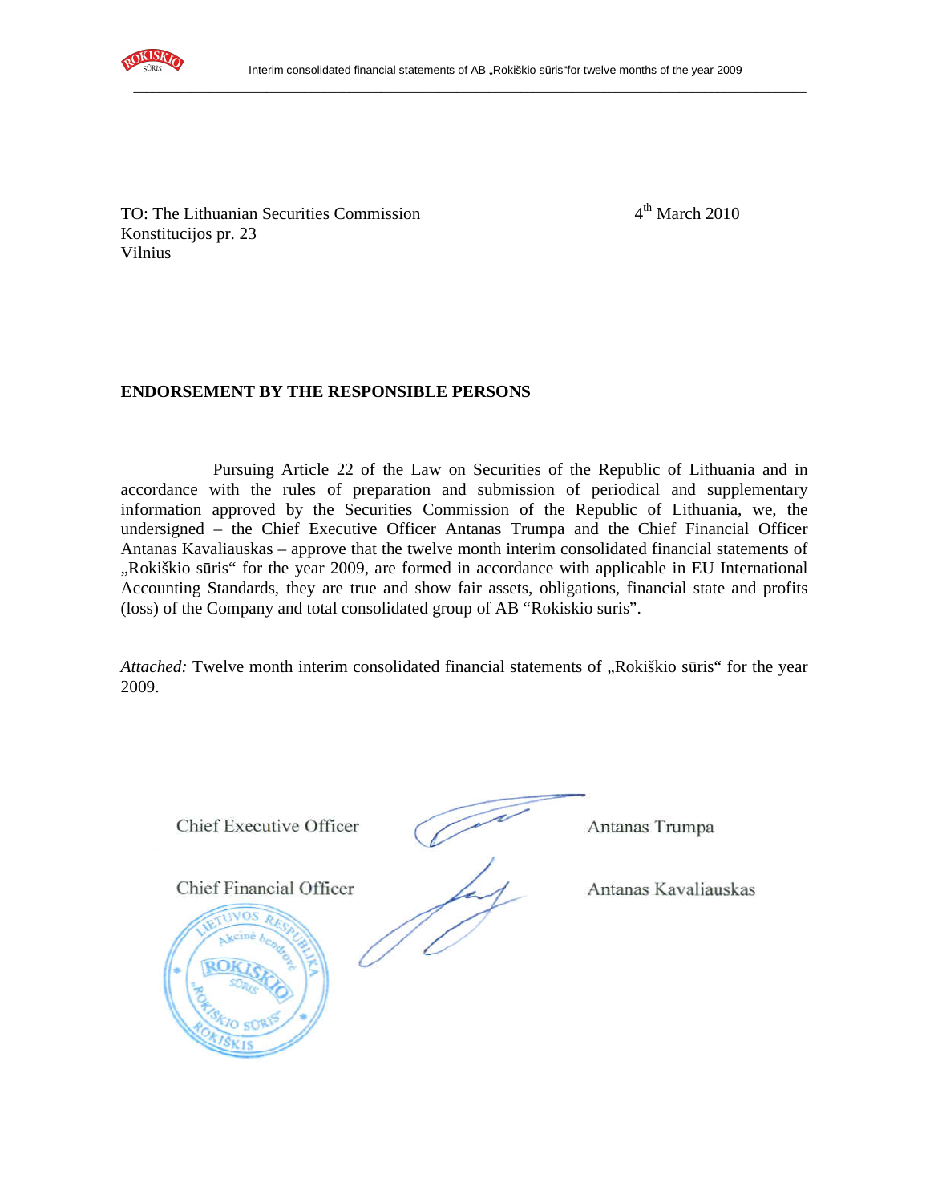TO: The Lithuanian Securities Commission
Konstitucijos pr. 23
Vilnius

4th March 2010

**ENDORSEMENT BY THE RESPONSIBLE PERSONS**

Pursuing Article 22 of the Law on Securities of the Republic of Lithuania and in accordance with the rules of preparation and submission of periodical and supplementary information approved by the Securities Commission of the Republic of Lithuania, we, the undersigned – the Chief Executive Officer Antanas Trumpa and the Chief Financial Officer Antanas Kavaliauskas – approve that the twelve month interim consolidated financial statements of „Rokiškio sūris" for the year 2009, are formed in accordance with applicable in EU International Accounting Standards, they are true and show fair assets, obligations, financial state and profits (loss) of the Company and total consolidated group of AB "Rokiskio suris".

*Attached:* Twelve month interim consolidated financial statements of „Rokiškio sūris" for the year 2009.

Chief Executive Officer — Antanas Trumpa

Chief Financial Officer — Antanas Kavaliauskas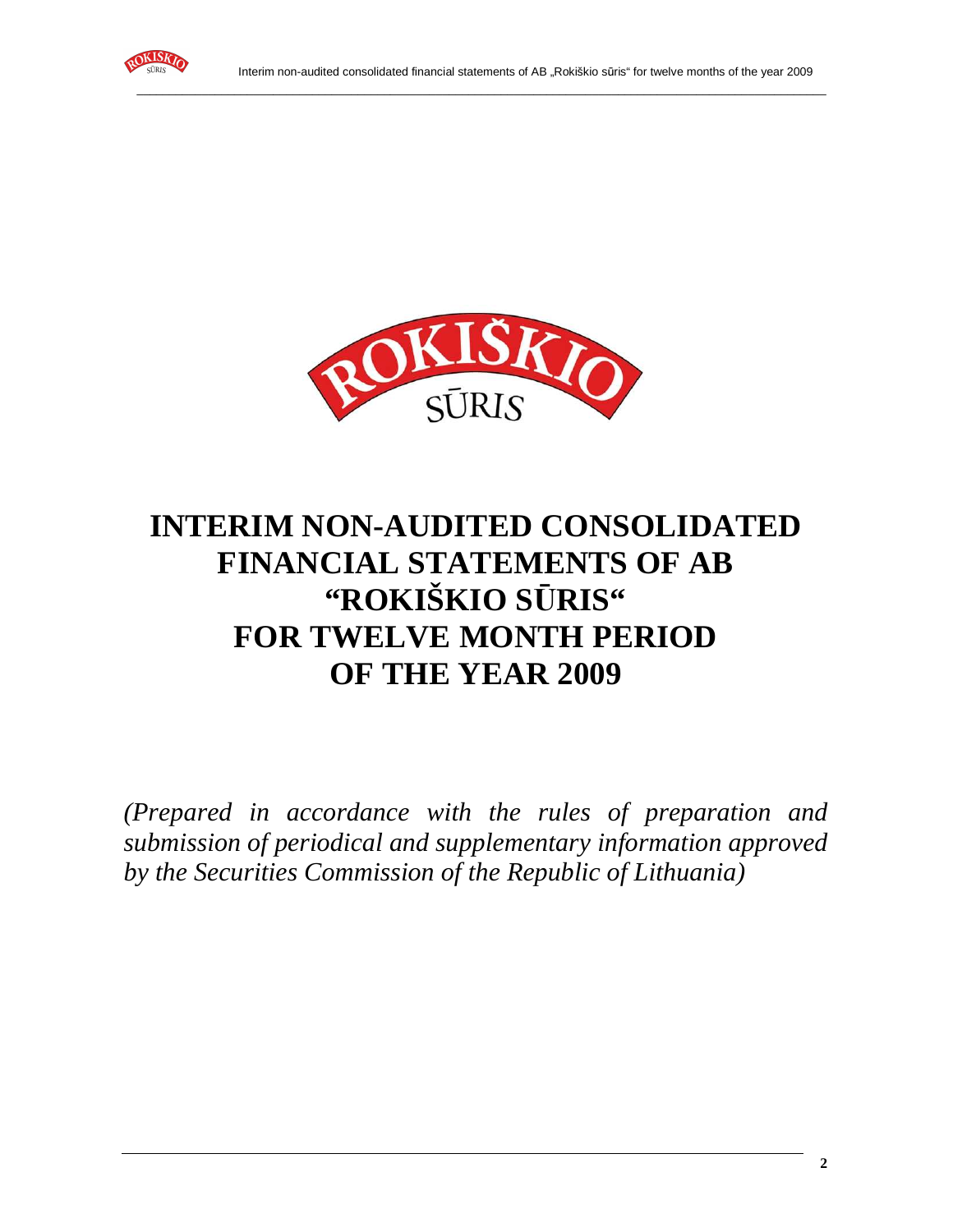# INTERIM NON-AUDITED CONSOLIDATED FINANCIAL STATEMENTS OF AB "ROKIŠKIO SŪRIS" FOR TWELVE MONTH PERIOD OF THE YEAR 2009

*(Prepared in accordance with the rules of preparation and submission of periodical and supplementary information approved by the Securities Commission of the Republic of Lithuania)*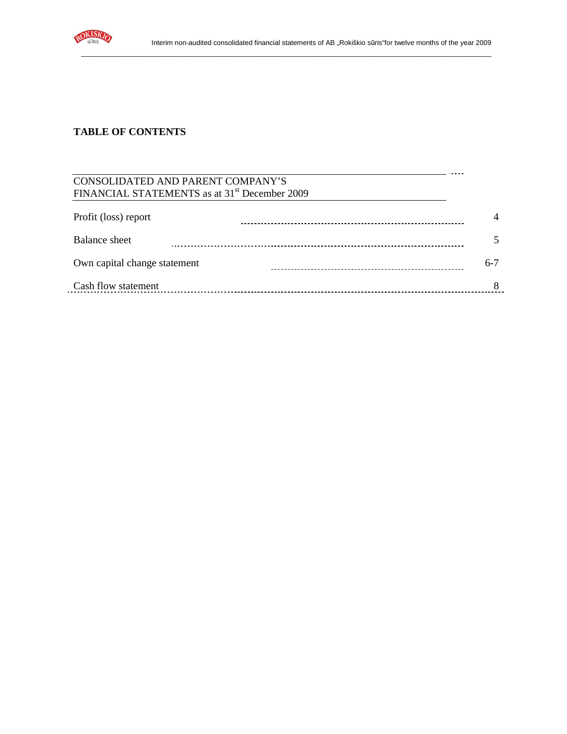# TABLE OF CONTENTS

| CONSOLIDATED AND PARENT COMPANY'S FINANCIAL STATEMENTS as at 31st December 2009 | |
|---|---|
| Profit (loss) report | 4 |
| Balance sheet | 5 |
| Own capital change statement | 6-7 |
| Cash flow statement | 8 |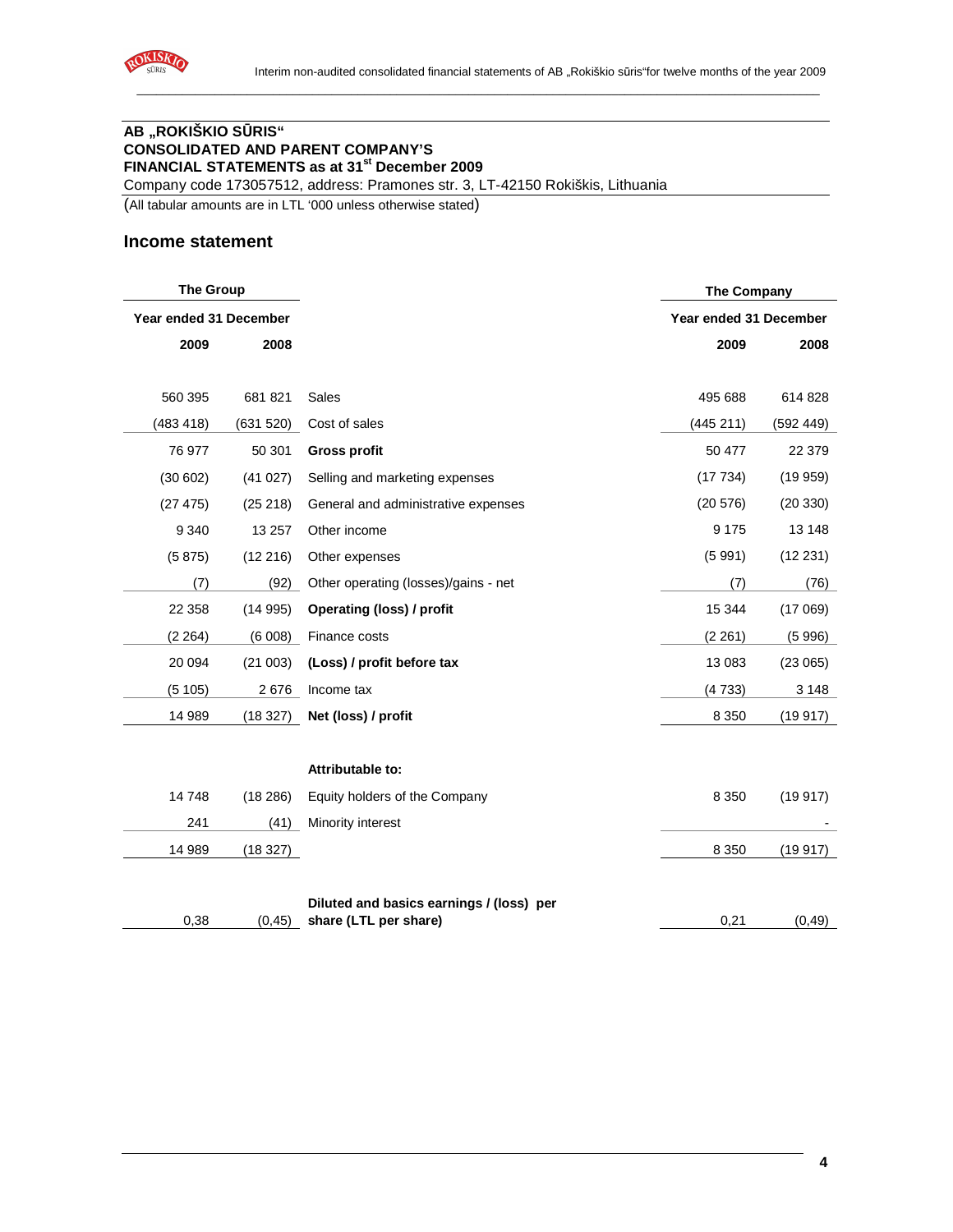**AB „ROKIŠKIO SŪRIS“**
**CONSOLIDATED AND PARENT COMPANY'S**
**FINANCIAL STATEMENTS as at 31st December 2009**
Company code 173057512, address: Pramones str. 3, LT-42150 Rokiškis, Lithuania
(All tabular amounts are in LTL '000 unless otherwise stated)

## Income statement

| The Group | | | The Company | |
|---|---|---|---|---|
| Year ended 31 December | | | Year ended 31 December | |
| **2009** | **2008** | | **2009** | **2008** |
| 560 395 | 681 821 | Sales | 495 688 | 614 828 |
| (483 418) | (631 520) | Cost of sales | (445 211) | (592 449) |
| 76 977 | 50 301 | **Gross profit** | 50 477 | 22 379 |
| (30 602) | (41 027) | Selling and marketing expenses | (17 734) | (19 959) |
| (27 475) | (25 218) | General and administrative expenses | (20 576) | (20 330) |
| 9 340 | 13 257 | Other income | 9 175 | 13 148 |
| (5 875) | (12 216) | Other expenses | (5 991) | (12 231) |
| (7) | (92) | Other operating (losses)/gains - net | (7) | (76) |
| 22 358 | (14 995) | **Operating (loss) / profit** | 15 344 | (17 069) |
| (2 264) | (6 008) | Finance costs | (2 261) | (5 996) |
| 20 094 | (21 003) | **(Loss) / profit before tax** | 13 083 | (23 065) |
| (5 105) | 2 676 | Income tax | (4 733) | 3 148 |
| 14 989 | (18 327) | **Net (loss) / profit** | 8 350 | (19 917) |
| | | **Attributable to:** | | |
| 14 748 | (18 286) | Equity holders of the Company | 8 350 | (19 917) |
| 241 | (41) | Minority interest | | - |
| 14 989 | (18 327) | | 8 350 | (19 917) |
| 0,38 | (0,45) | **Diluted and basics earnings / (loss) per share (LTL per share)** | 0,21 | (0,49) |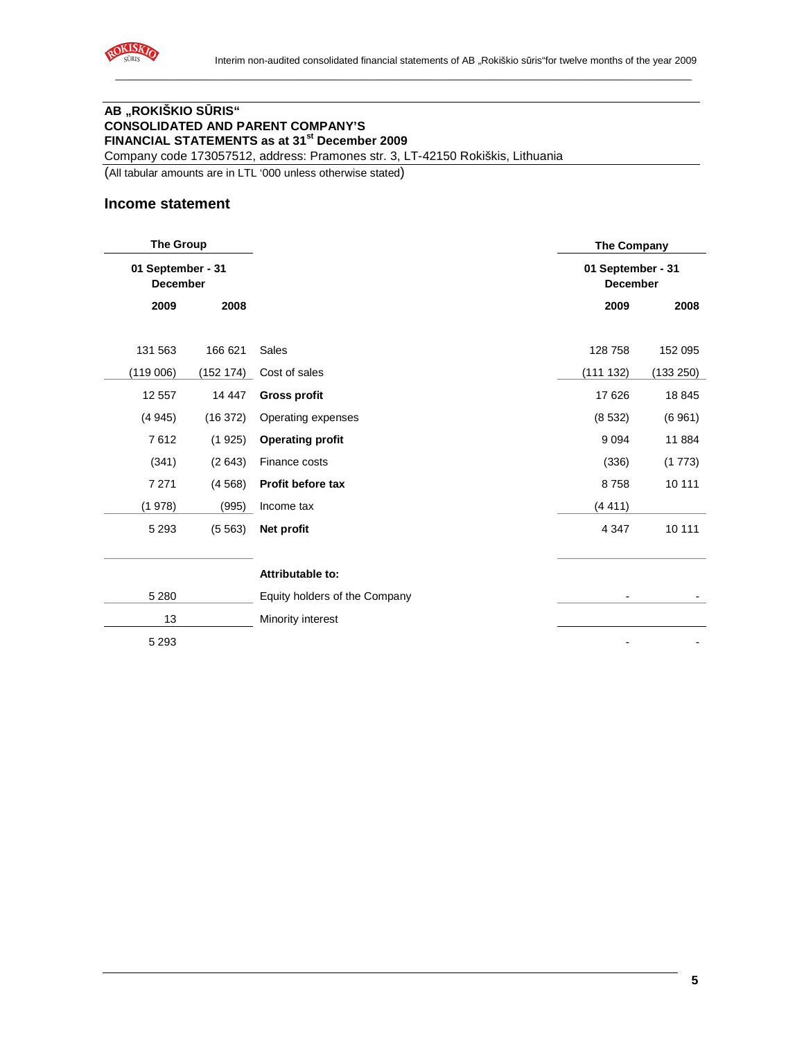**AB „ROKIŠKIO SŪRIS"**
**CONSOLIDATED AND PARENT COMPANY'S**
**FINANCIAL STATEMENTS as at 31st December 2009**
Company code 173057512, address: Pramones str. 3, LT-42150 Rokiškis, Lithuania
(All tabular amounts are in LTL '000 unless otherwise stated)

## Income statement

| The Group | | | The Company | |
|---|---|---|---|---|
| 01 September - 31 December | | | 01 September - 31 December | |
| 2009 | 2008 | | 2009 | 2008 |
| 131 563 | 166 621 | Sales | 128 758 | 152 095 |
| (119 006) | (152 174) | Cost of sales | (111 132) | (133 250) |
| 12 557 | 14 447 | **Gross profit** | 17 626 | 18 845 |
| (4 945) | (16 372) | Operating expenses | (8 532) | (6 961) |
| 7 612 | (1 925) | **Operating profit** | 9 094 | 11 884 |
| (341) | (2 643) | Finance costs | (336) | (1 773) |
| 7 271 | (4 568) | **Profit before tax** | 8 758 | 10 111 |
| (1 978) | (995) | Income tax | (4 411) | |
| 5 293 | (5 563) | **Net profit** | 4 347 | 10 111 |
| | | **Attributable to:** | | |
| 5 280 | | Equity holders of the Company | - | - |
| 13 | | Minority interest | | |
| 5 293 | | | - | - |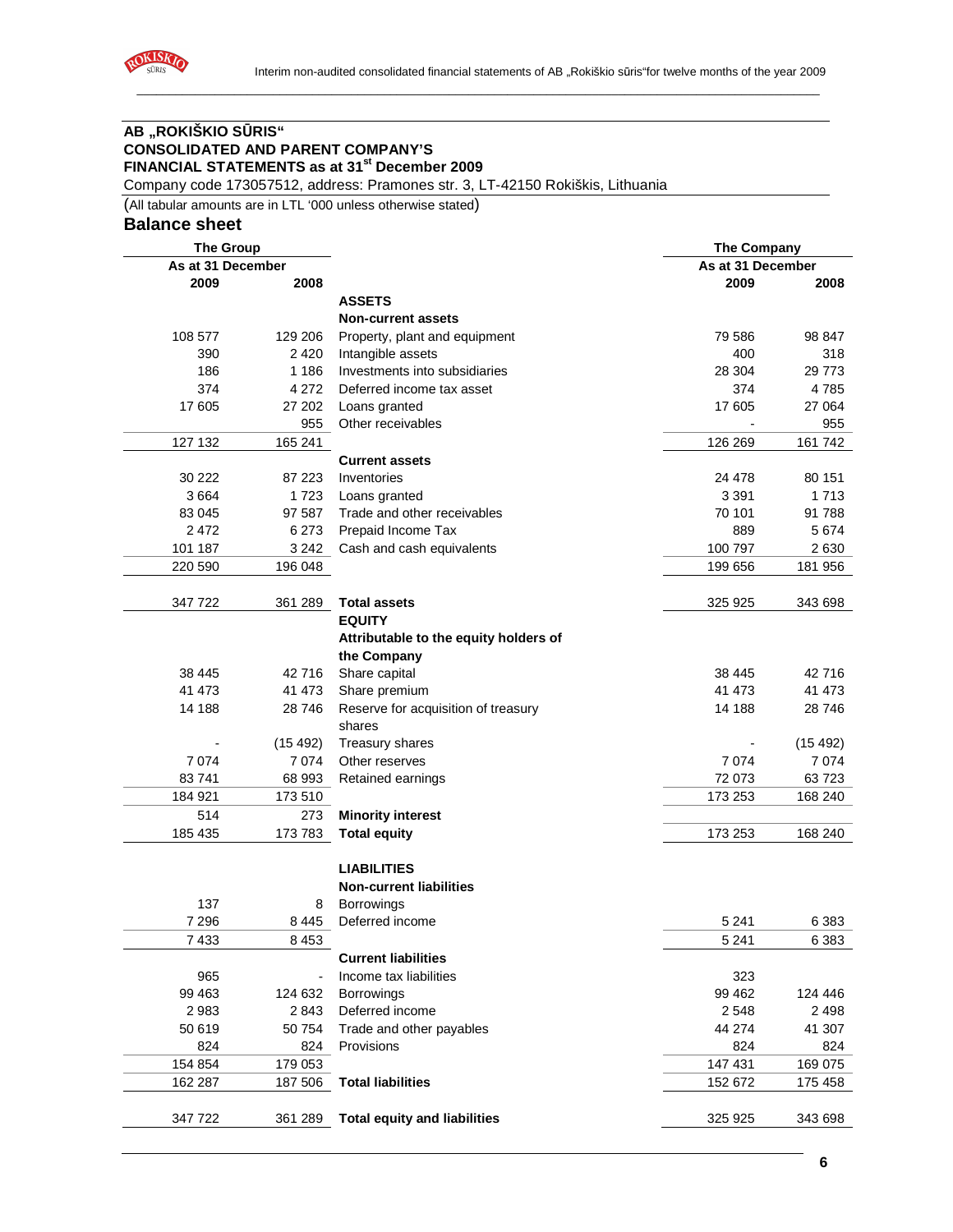**AB „ROKIŠKIO SŪRIS“**
**CONSOLIDATED AND PARENT COMPANY'S**
**FINANCIAL STATEMENTS as at 31st December 2009**
Company code 173057512, address: Pramones str. 3, LT-42150 Rokiškis, Lithuania

(All tabular amounts are in LTL '000 unless otherwise stated)

## Balance sheet

| The Group | | | The Company | |
|---|---|---|---|---|
| As at 31 December | | | As at 31 December | |
| 2009 | 2008 | | 2009 | 2008 |
| | | **ASSETS** | | |
| | | **Non-current assets** | | |
| 108 577 | 129 206 | Property, plant and equipment | 79 586 | 98 847 |
| 390 | 2 420 | Intangible assets | 400 | 318 |
| 186 | 1 186 | Investments into subsidiaries | 28 304 | 29 773 |
| 374 | 4 272 | Deferred income tax asset | 374 | 4 785 |
| 17 605 | 27 202 | Loans granted | 17 605 | 27 064 |
| | 955 | Other receivables | - | 955 |
| 127 132 | 165 241 | | 126 269 | 161 742 |
| | | **Current assets** | | |
| 30 222 | 87 223 | Inventories | 24 478 | 80 151 |
| 3 664 | 1 723 | Loans granted | 3 391 | 1 713 |
| 83 045 | 97 587 | Trade and other receivables | 70 101 | 91 788 |
| 2 472 | 6 273 | Prepaid Income Tax | 889 | 5 674 |
| 101 187 | 3 242 | Cash and cash equivalents | 100 797 | 2 630 |
| 220 590 | 196 048 | | 199 656 | 181 956 |
| 347 722 | 361 289 | **Total assets** | 325 925 | 343 698 |
| | | **EQUITY** | | |
| | | **Attributable to the equity holders of the Company** | | |
| 38 445 | 42 716 | Share capital | 38 445 | 42 716 |
| 41 473 | 41 473 | Share premium | 41 473 | 41 473 |
| 14 188 | 28 746 | Reserve for acquisition of treasury shares | 14 188 | 28 746 |
| - | (15 492) | Treasury shares | - | (15 492) |
| 7 074 | 7 074 | Other reserves | 7 074 | 7 074 |
| 83 741 | 68 993 | Retained earnings | 72 073 | 63 723 |
| 184 921 | 173 510 | | 173 253 | 168 240 |
| 514 | 273 | **Minority interest** | | |
| 185 435 | 173 783 | **Total equity** | 173 253 | 168 240 |
| | | **LIABILITIES** | | |
| | | **Non-current liabilities** | | |
| 137 | 8 | Borrowings | | |
| 7 296 | 8 445 | Deferred income | 5 241 | 6 383 |
| 7 433 | 8 453 | | 5 241 | 6 383 |
| | | **Current liabilities** | | |
| 965 | - | Income tax liabilities | 323 | |
| 99 463 | 124 632 | Borrowings | 99 462 | 124 446 |
| 2 983 | 2 843 | Deferred income | 2 548 | 2 498 |
| 50 619 | 50 754 | Trade and other payables | 44 274 | 41 307 |
| 824 | 824 | Provisions | 824 | 824 |
| 154 854 | 179 053 | | 147 431 | 169 075 |
| 162 287 | 187 506 | **Total liabilities** | 152 672 | 175 458 |
| 347 722 | 361 289 | **Total equity and liabilities** | 325 925 | 343 698 |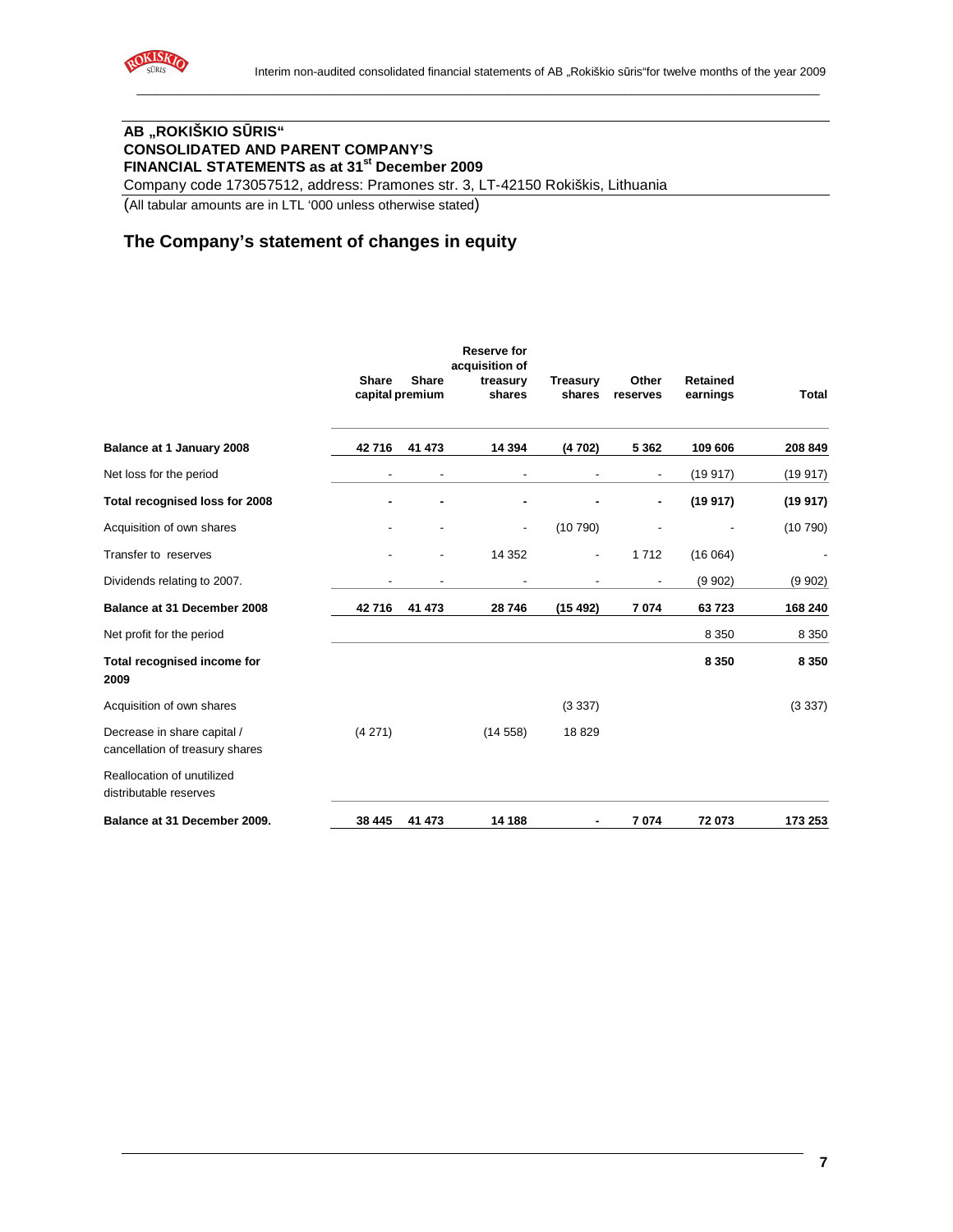**AB „ROKIŠKIO SŪRIS"**
**CONSOLIDATED AND PARENT COMPANY'S**
**FINANCIAL STATEMENTS as at 31st December 2009**
Company code 173057512, address: Pramones str. 3, LT-42150 Rokiškis, Lithuania
(All tabular amounts are in LTL '000 unless otherwise stated)

## The Company's statement of changes in equity

| | Share capital | Share premium | Reserve for acquisition of treasury shares | Treasury shares | Other reserves | Retained earnings | Total |
|---|---|---|---|---|---|---|---|
| **Balance at 1 January 2008** | **42 716** | **41 473** | **14 394** | **(4 702)** | **5 362** | **109 606** | **208 849** |
| Net loss for the period | - | - | - | - | - | (19 917) | (19 917) |
| **Total recognised loss for 2008** | **-** | **-** | **-** | **-** | **-** | **(19 917)** | **(19 917)** |
| Acquisition of own shares | - | - | - | (10 790) | - | - | (10 790) |
| Transfer to reserves | - | - | 14 352 | - | 1 712 | (16 064) | - |
| Dividends relating to 2007. | - | - | - | - | - | (9 902) | (9 902) |
| **Balance at 31 December 2008** | **42 716** | **41 473** | **28 746** | **(15 492)** | **7 074** | **63 723** | **168 240** |
| Net profit for the period | | | | | | 8 350 | 8 350 |
| **Total recognised income for 2009** | | | | | | **8 350** | **8 350** |
| Acquisition of own shares | | | | (3 337) | | | (3 337) |
| Decrease in share capital / cancellation of treasury shares | (4 271) | | (14 558) | 18 829 | | | |
| Reallocation of unutilized distributable reserves | | | | | | | |
| **Balance at 31 December 2009.** | **38 445** | **41 473** | **14 188** | **-** | **7 074** | **72 073** | **173 253** |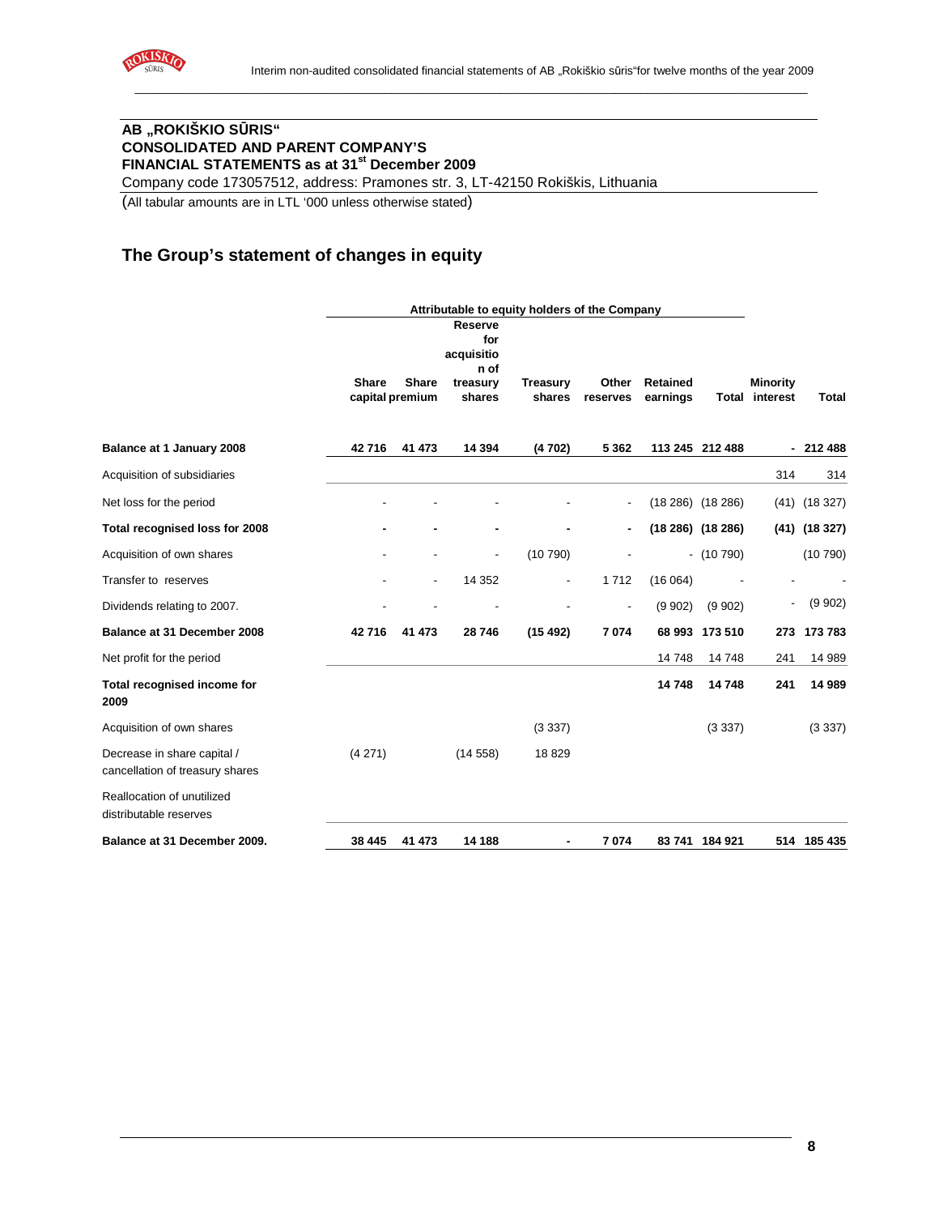**AB „ROKIŠKIO SŪRIS“**
**CONSOLIDATED AND PARENT COMPANY'S**
**FINANCIAL STATEMENTS as at 31st December 2009**
Company code 173057512, address: Pramones str. 3, LT-42150 Rokiškis, Lithuania
(All tabular amounts are in LTL '000 unless otherwise stated)

## The Group's statement of changes in equity

| | Attributable to equity holders of the Company | | | | | | | | |
|---|---|---|---|---|---|---|---|---|---|
| | Share capital | Share premium | Reserve for acquisition of treasury shares | Treasury shares | Other reserves | Retained earnings | Total | Minority interest | Total |
| **Balance at 1 January 2008** | **42 716** | **41 473** | **14 394** | **(4 702)** | **5 362** | **113 245** | **212 488** | **-** | **212 488** |
| Acquisition of subsidiaries | | | | | | | | 314 | 314 |
| Net loss for the period | - | - | - | - | - | (18 286) | (18 286) | (41) | (18 327) |
| **Total recognised loss for 2008** | **-** | **-** | **-** | **-** | **-** | **(18 286)** | **(18 286)** | **(41)** | **(18 327)** |
| Acquisition of own shares | - | - | - | (10 790) | - | - | (10 790) | | (10 790) |
| Transfer to reserves | - | - | 14 352 | - | 1 712 | (16 064) | - | - | - |
| Dividends relating to 2007. | - | - | - | - | - | (9 902) | (9 902) | - | (9 902) |
| **Balance at 31 December 2008** | **42 716** | **41 473** | **28 746** | **(15 492)** | **7 074** | **68 993** | **173 510** | **273** | **173 783** |
| Net profit for the period | | | | | | 14 748 | 14 748 | 241 | 14 989 |
| **Total recognised income for 2009** | | | | | | **14 748** | **14 748** | **241** | **14 989** |
| Acquisition of own shares | | | | (3 337) | | | (3 337) | | (3 337) |
| Decrease in share capital / cancellation of treasury shares | (4 271) | | (14 558) | 18 829 | | | | | |
| Reallocation of unutilized distributable reserves | | | | | | | | | |
| **Balance at 31 December 2009.** | **38 445** | **41 473** | **14 188** | **-** | **7 074** | **83 741** | **184 921** | **514** | **185 435** |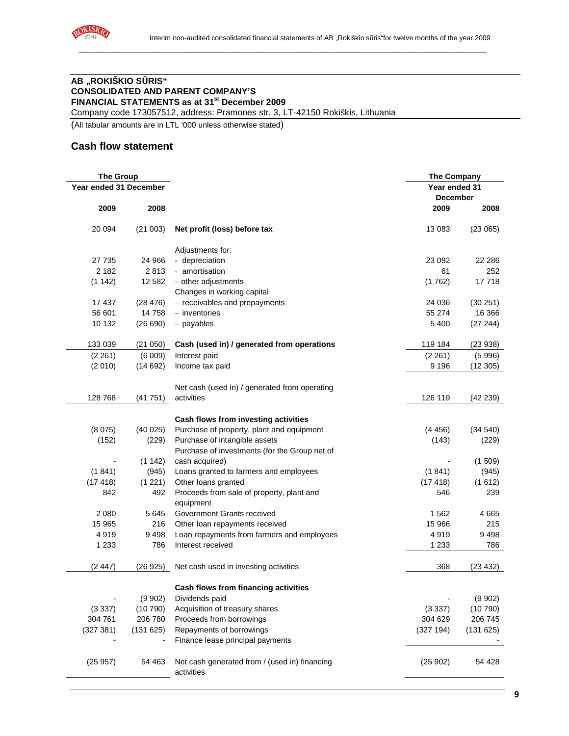# AB „ROKIŠKIO SŪRIS“
## CONSOLIDATED AND PARENT COMPANY'S FINANCIAL STATEMENTS as at 31st December 2009

Company code 173057512, address: Pramones str. 3, LT-42150 Rokiškis, Lithuania

(All tabular amounts are in LTL '000 unless otherwise stated)

## Cash flow statement

| The Group | | | The Company | |
|---|---|---|---|---|
| Year ended 31 December | | | Year ended 31 December | |
| 2009 | 2008 | | 2009 | 2008 |
| 20 094 | (21 003) | **Net profit (loss) before tax** | 13 083 | (23 065) |
| | | Adjustments for: | | |
| 27 735 | 24 966 | - depreciation | 23 092 | 22 286 |
| 2 182 | 2 813 | - amortisation | 61 | 252 |
| (1 142) | 12 582 | – other adjustments | (1 762) | 17 718 |
| | | Changes in working capital | | |
| 17 437 | (28 476) | – receivables and prepayments | 24 036 | (30 251) |
| 56 601 | 14 758 | – inventories | 55 274 | 16 366 |
| 10 132 | (26 690) | – payables | 5 400 | (27 244) |
| 133 039 | (21 050) | **Cash (used in) / generated from operations** | 119 184 | (23 938) |
| (2 261) | (6 009) | Interest paid | (2 261) | (5 996) |
| (2 010) | (14 692) | Income tax paid | 9 196 | (12 305) |
| 128 768 | (41 751) | Net cash (used in) / generated from operating activities | 126 119 | (42 239) |
| | | **Cash flows from investing activities** | | |
| (8 075) | (40 025) | Purchase of property, plant and equipment | (4 456) | (34 540) |
| (152) | (229) | Purchase of intangible assets | (143) | (229) |
| - | (1 142) | Purchase of investments (for the Group net of cash acquired) | - | (1 509) |
| (1 841) | (945) | Loans granted to farmers and employees | (1 841) | (945) |
| (17 418) | (1 221) | Other loans granted | (17 418) | (1 612) |
| 842 | 492 | Proceeds from sale of property, plant and equipment | 546 | 239 |
| 2 080 | 5 645 | Government Grants received | 1 562 | 4 665 |
| 15 965 | 216 | Other loan repayments received | 15 966 | 215 |
| 4 919 | 9 498 | Loan repayments from farmers and employees | 4 919 | 9 498 |
| 1 233 | 786 | Interest received | 1 233 | 786 |
| (2 447) | (26 925) | Net cash used in investing activities | 368 | (23 432) |
| | | **Cash flows from financing activities** | | |
| - | (9 902) | Dividends paid | - | (9 902) |
| (3 337) | (10 790) | Acquisition of treasury shares | (3 337) | (10 790) |
| 304 761 | 206 780 | Proceeds from borrowings | 304 629 | 206 745 |
| (327 381) | (131 625) | Repayments of borrowings | (327 194) | (131 625) |
| - | - | Finance lease principal payments | | - |
| (25 957) | 54 463 | Net cash generated from / (used in) financing activities | (25 902) | 54 428 |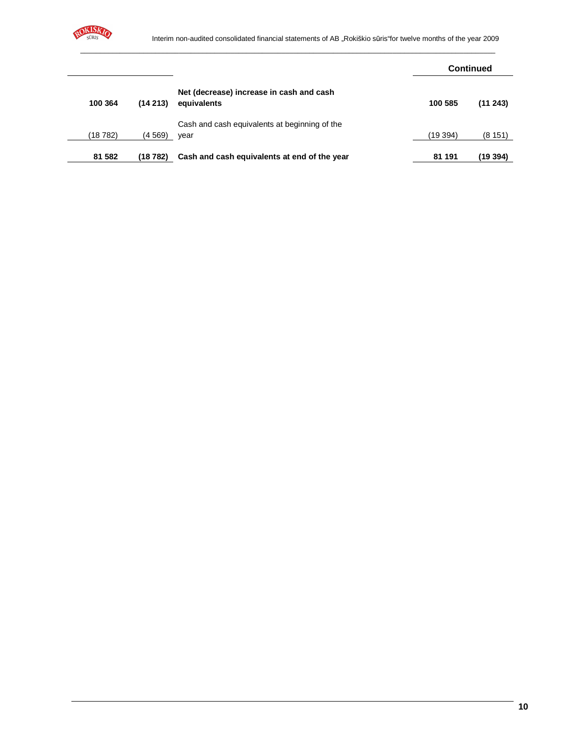|  |  |  | Continued |  |
|---|---|---|---|---|
| **100 364** | **(14 213)** | **Net (decrease) increase in cash and cash equivalents** | **100 585** | **(11 243)** |
| (18 782) | (4 569) | Cash and cash equivalents at beginning of the year | (19 394) | (8 151) |
| **81 582** | **(18 782)** | **Cash and cash equivalents at end of the year** | **81 191** | **(19 394)** |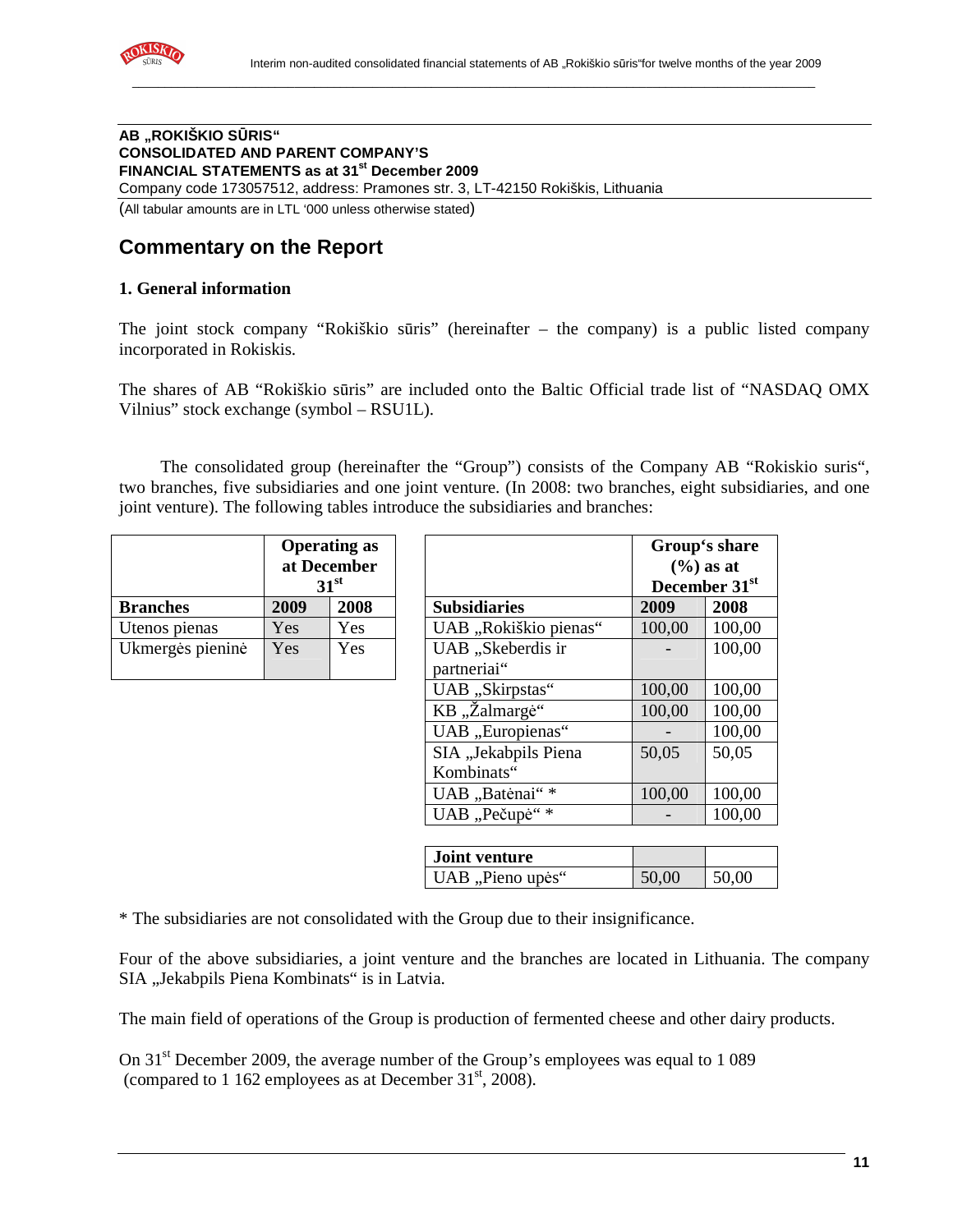**AB „ROKIŠKIO SŪRIS"**
**CONSOLIDATED AND PARENT COMPANY'S**
**FINANCIAL STATEMENTS as at 31st December 2009**
Company code 173057512, address: Pramones str. 3, LT-42150 Rokiškis, Lithuania
(All tabular amounts are in LTL '000 unless otherwise stated)

# Commentary on the Report

## 1. General information

The joint stock company "Rokiškio sūris" (hereinafter – the company) is a public listed company incorporated in Rokiskis.

The shares of AB "Rokiškio sūris" are included onto the Baltic Official trade list of "NASDAQ OMX Vilnius" stock exchange (symbol – RSU1L).

The consolidated group (hereinafter the "Group") consists of the Company AB "Rokiskio suris", two branches, five subsidiaries and one joint venture. (In 2008: two branches, eight subsidiaries, and one joint venture). The following tables introduce the subsidiaries and branches:

| | Operating as at December 31st | |
|---|---|---|
| **Branches** | **2009** | **2008** |
| Utenos pienas | Yes | Yes |
| Ukmergės pieninė | Yes | Yes |

| | Group's share (%) as at December 31st | |
|---|---|---|
| **Subsidiaries** | **2009** | **2008** |
| UAB „Rokiškio pienas" | 100,00 | 100,00 |
| UAB „Skeberdis ir partneriai" | - | 100,00 |
| UAB „Skirpstas" | 100,00 | 100,00 |
| KB „Žalmargė" | 100,00 | 100,00 |
| UAB „Europienas" | - | 100,00 |
| SIA „Jekabpils Piena Kombinats" | 50,05 | 50,05 |
| UAB „Batėnai" * | 100,00 | 100,00 |
| UAB „Pečupė" * | - | 100,00 |
| **Joint venture** | | |
| UAB „Pieno upės" | 50,00 | 50,00 |

* The subsidiaries are not consolidated with the Group due to their insignificance.

Four of the above subsidiaries, a joint venture and the branches are located in Lithuania. The company SIA „Jekabpils Piena Kombinats" is in Latvia.

The main field of operations of the Group is production of fermented cheese and other dairy products.

On 31st December 2009, the average number of the Group's employees was equal to 1 089 (compared to 1 162 employees as at December 31st, 2008).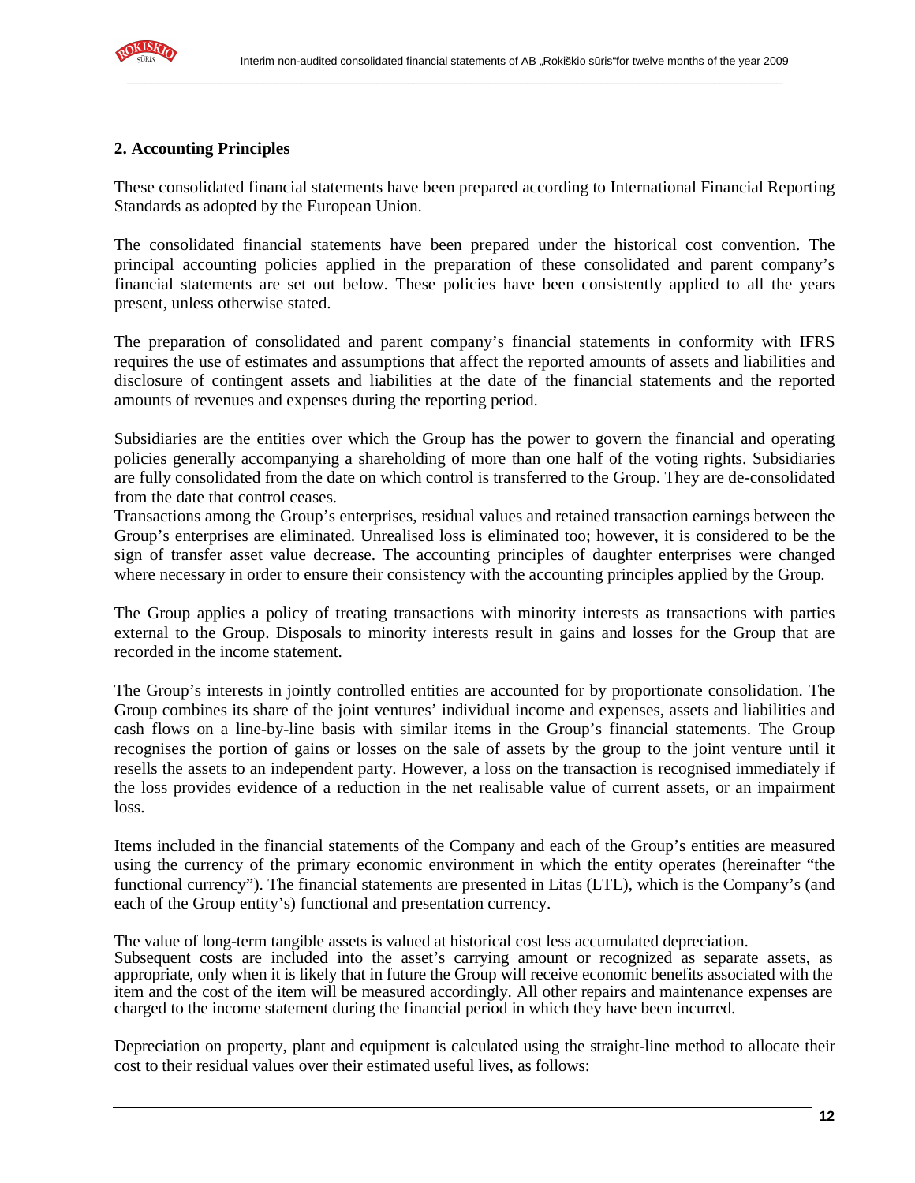## 2. Accounting Principles

These consolidated financial statements have been prepared according to International Financial Reporting Standards as adopted by the European Union.

The consolidated financial statements have been prepared under the historical cost convention. The principal accounting policies applied in the preparation of these consolidated and parent company's financial statements are set out below. These policies have been consistently applied to all the years present, unless otherwise stated.

The preparation of consolidated and parent company's financial statements in conformity with IFRS requires the use of estimates and assumptions that affect the reported amounts of assets and liabilities and disclosure of contingent assets and liabilities at the date of the financial statements and the reported amounts of revenues and expenses during the reporting period.

Subsidiaries are the entities over which the Group has the power to govern the financial and operating policies generally accompanying a shareholding of more than one half of the voting rights. Subsidiaries are fully consolidated from the date on which control is transferred to the Group. They are de-consolidated from the date that control ceases.
Transactions among the Group's enterprises, residual values and retained transaction earnings between the Group's enterprises are eliminated. Unrealised loss is eliminated too; however, it is considered to be the sign of transfer asset value decrease. The accounting principles of daughter enterprises were changed where necessary in order to ensure their consistency with the accounting principles applied by the Group.

The Group applies a policy of treating transactions with minority interests as transactions with parties external to the Group. Disposals to minority interests result in gains and losses for the Group that are recorded in the income statement.

The Group's interests in jointly controlled entities are accounted for by proportionate consolidation. The Group combines its share of the joint ventures' individual income and expenses, assets and liabilities and cash flows on a line-by-line basis with similar items in the Group's financial statements. The Group recognises the portion of gains or losses on the sale of assets by the group to the joint venture until it resells the assets to an independent party. However, a loss on the transaction is recognised immediately if the loss provides evidence of a reduction in the net realisable value of current assets, or an impairment loss.

Items included in the financial statements of the Company and each of the Group's entities are measured using the currency of the primary economic environment in which the entity operates (hereinafter "the functional currency"). The financial statements are presented in Litas (LTL), which is the Company's (and each of the Group entity's) functional and presentation currency.

The value of long-term tangible assets is valued at historical cost less accumulated depreciation.
Subsequent costs are included into the asset's carrying amount or recognized as separate assets, as appropriate, only when it is likely that in future the Group will receive economic benefits associated with the item and the cost of the item will be measured accordingly. All other repairs and maintenance expenses are charged to the income statement during the financial period in which they have been incurred.

Depreciation on property, plant and equipment is calculated using the straight-line method to allocate their cost to their residual values over their estimated useful lives, as follows: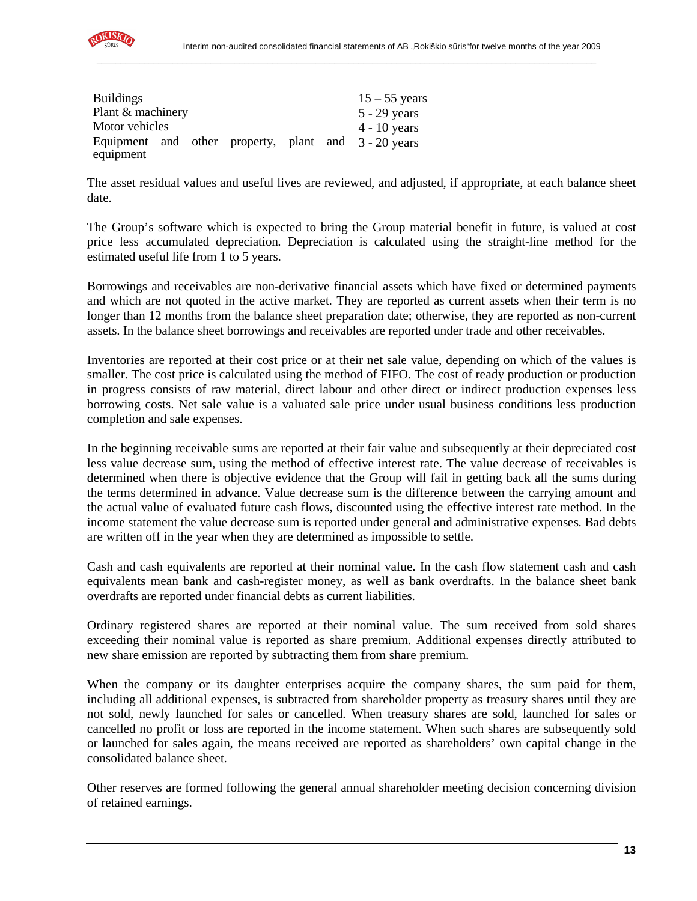| | |
|---|---|
| Buildings | 15 – 55 years |
| Plant & machinery | 5 - 29 years |
| Motor vehicles | 4 - 10 years |
| Equipment and other property, plant and equipment | 3 - 20 years |

The asset residual values and useful lives are reviewed, and adjusted, if appropriate, at each balance sheet date.

The Group's software which is expected to bring the Group material benefit in future, is valued at cost price less accumulated depreciation. Depreciation is calculated using the straight-line method for the estimated useful life from 1 to 5 years.

Borrowings and receivables are non-derivative financial assets which have fixed or determined payments and which are not quoted in the active market. They are reported as current assets when their term is no longer than 12 months from the balance sheet preparation date; otherwise, they are reported as non-current assets. In the balance sheet borrowings and receivables are reported under trade and other receivables.

Inventories are reported at their cost price or at their net sale value, depending on which of the values is smaller. The cost price is calculated using the method of FIFO. The cost of ready production or production in progress consists of raw material, direct labour and other direct or indirect production expenses less borrowing costs. Net sale value is a valuated sale price under usual business conditions less production completion and sale expenses.

In the beginning receivable sums are reported at their fair value and subsequently at their depreciated cost less value decrease sum, using the method of effective interest rate. The value decrease of receivables is determined when there is objective evidence that the Group will fail in getting back all the sums during the terms determined in advance. Value decrease sum is the difference between the carrying amount and the actual value of evaluated future cash flows, discounted using the effective interest rate method. In the income statement the value decrease sum is reported under general and administrative expenses. Bad debts are written off in the year when they are determined as impossible to settle.

Cash and cash equivalents are reported at their nominal value. In the cash flow statement cash and cash equivalents mean bank and cash-register money, as well as bank overdrafts. In the balance sheet bank overdrafts are reported under financial debts as current liabilities.

Ordinary registered shares are reported at their nominal value. The sum received from sold shares exceeding their nominal value is reported as share premium. Additional expenses directly attributed to new share emission are reported by subtracting them from share premium.

When the company or its daughter enterprises acquire the company shares, the sum paid for them, including all additional expenses, is subtracted from shareholder property as treasury shares until they are not sold, newly launched for sales or cancelled. When treasury shares are sold, launched for sales or cancelled no profit or loss are reported in the income statement. When such shares are subsequently sold or launched for sales again, the means received are reported as shareholders' own capital change in the consolidated balance sheet.

Other reserves are formed following the general annual shareholder meeting decision concerning division of retained earnings.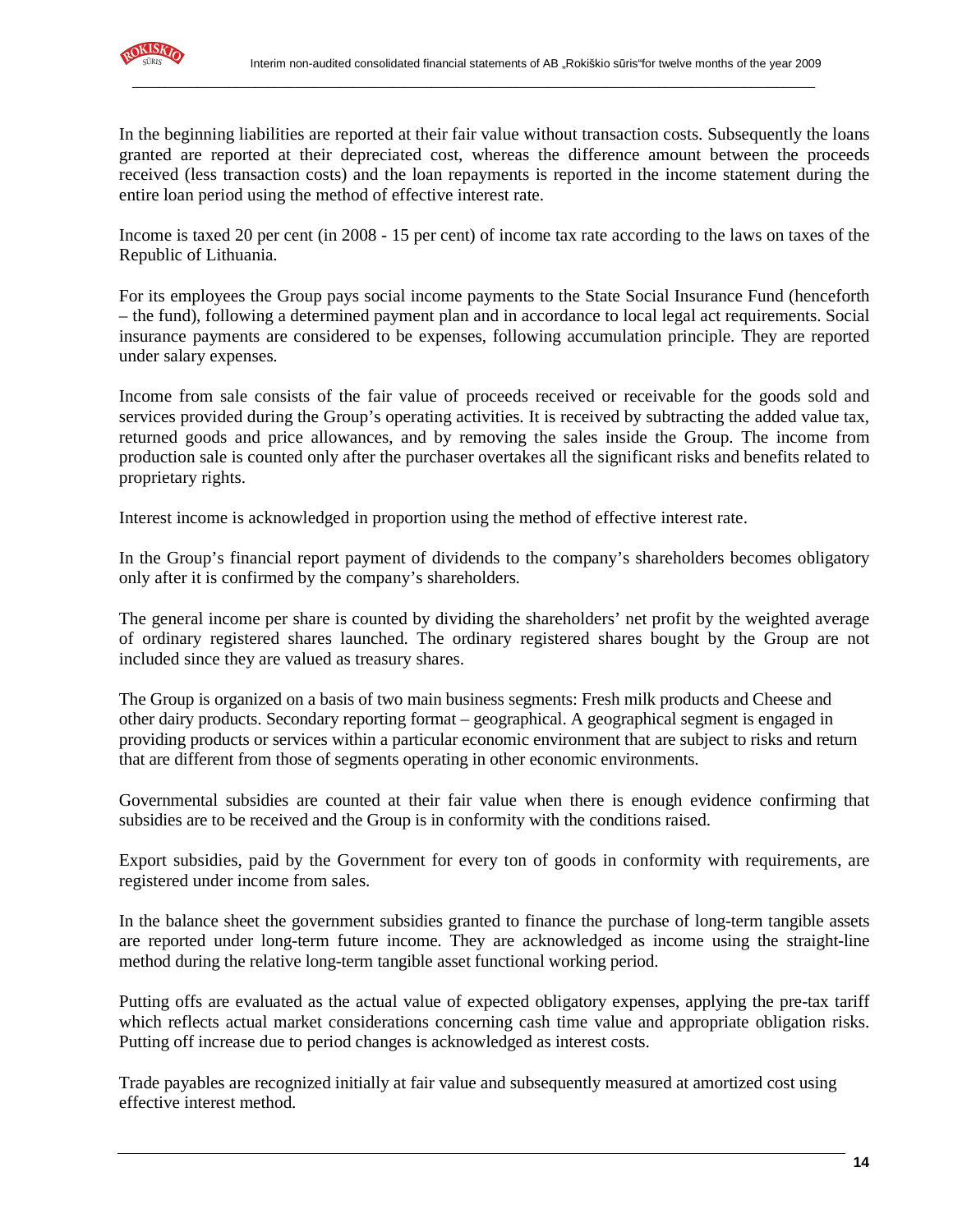In the beginning liabilities are reported at their fair value without transaction costs. Subsequently the loans granted are reported at their depreciated cost, whereas the difference amount between the proceeds received (less transaction costs) and the loan repayments is reported in the income statement during the entire loan period using the method of effective interest rate.

Income is taxed 20 per cent (in 2008 - 15 per cent) of income tax rate according to the laws on taxes of the Republic of Lithuania.

For its employees the Group pays social income payments to the State Social Insurance Fund (henceforth – the fund), following a determined payment plan and in accordance to local legal act requirements. Social insurance payments are considered to be expenses, following accumulation principle. They are reported under salary expenses.

Income from sale consists of the fair value of proceeds received or receivable for the goods sold and services provided during the Group's operating activities. It is received by subtracting the added value tax, returned goods and price allowances, and by removing the sales inside the Group. The income from production sale is counted only after the purchaser overtakes all the significant risks and benefits related to proprietary rights.

Interest income is acknowledged in proportion using the method of effective interest rate.

In the Group's financial report payment of dividends to the company's shareholders becomes obligatory only after it is confirmed by the company's shareholders.

The general income per share is counted by dividing the shareholders' net profit by the weighted average of ordinary registered shares launched. The ordinary registered shares bought by the Group are not included since they are valued as treasury shares.

The Group is organized on a basis of two main business segments: Fresh milk products and Cheese and other dairy products. Secondary reporting format – geographical. A geographical segment is engaged in providing products or services within a particular economic environment that are subject to risks and return that are different from those of segments operating in other economic environments.

Governmental subsidies are counted at their fair value when there is enough evidence confirming that subsidies are to be received and the Group is in conformity with the conditions raised.

Export subsidies, paid by the Government for every ton of goods in conformity with requirements, are registered under income from sales.

In the balance sheet the government subsidies granted to finance the purchase of long-term tangible assets are reported under long-term future income. They are acknowledged as income using the straight-line method during the relative long-term tangible asset functional working period.

Putting offs are evaluated as the actual value of expected obligatory expenses, applying the pre-tax tariff which reflects actual market considerations concerning cash time value and appropriate obligation risks. Putting off increase due to period changes is acknowledged as interest costs.

Trade payables are recognized initially at fair value and subsequently measured at amortized cost using effective interest method.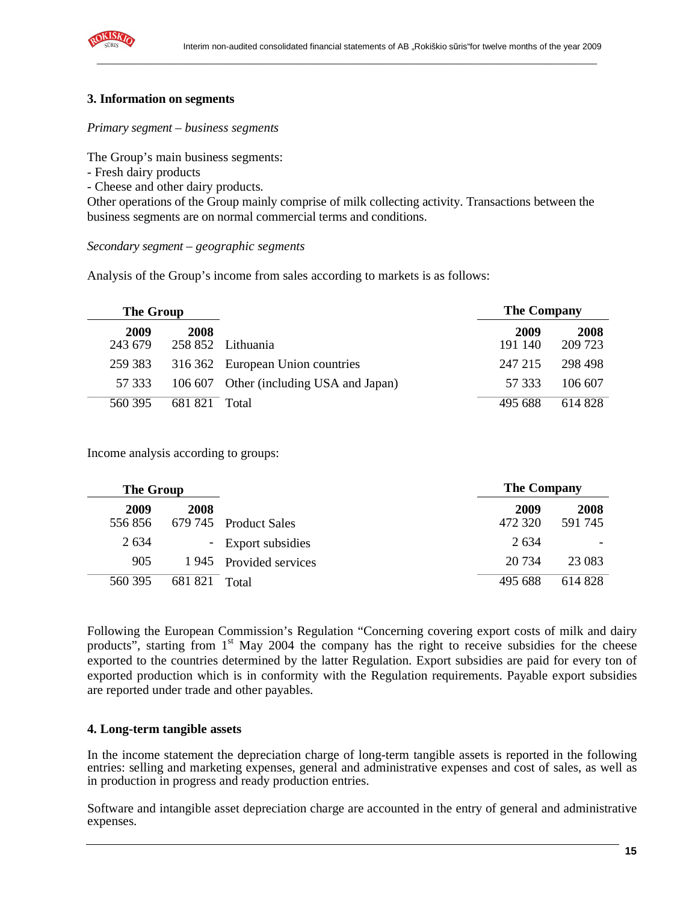### 3. Information on segments

*Primary segment – business segments*

The Group's main business segments:
- Fresh dairy products
- Cheese and other dairy products.

Other operations of the Group mainly comprise of milk collecting activity. Transactions between the business segments are on normal commercial terms and conditions.

*Secondary segment – geographic segments*

Analysis of the Group's income from sales according to markets is as follows:

| The Group | | | The Company | |
|---|---|---|---|---|
| **2009** | **2008** | | **2009** | **2008** |
| 243 679 | 258 852 | Lithuania | 191 140 | 209 723 |
| 259 383 | 316 362 | European Union countries | 247 215 | 298 498 |
| 57 333 | 106 607 | Other (including USA and Japan) | 57 333 | 106 607 |
| 560 395 | 681 821 | Total | 495 688 | 614 828 |

Income analysis according to groups:

| The Group | | | The Company | |
|---|---|---|---|---|
| **2009** | **2008** | | **2009** | **2008** |
| 556 856 | 679 745 | Product Sales | 472 320 | 591 745 |
| 2 634 | - | Export subsidies | 2 634 | - |
| 905 | 1 945 | Provided services | 20 734 | 23 083 |
| 560 395 | 681 821 | Total | 495 688 | 614 828 |

Following the European Commission's Regulation "Concerning covering export costs of milk and dairy products", starting from 1st May 2004 the company has the right to receive subsidies for the cheese exported to the countries determined by the latter Regulation. Export subsidies are paid for every ton of exported production which is in conformity with the Regulation requirements. Payable export subsidies are reported under trade and other payables.

### 4. Long-term tangible assets

In the income statement the depreciation charge of long-term tangible assets is reported in the following entries: selling and marketing expenses, general and administrative expenses and cost of sales, as well as in production in progress and ready production entries.

Software and intangible asset depreciation charge are accounted in the entry of general and administrative expenses.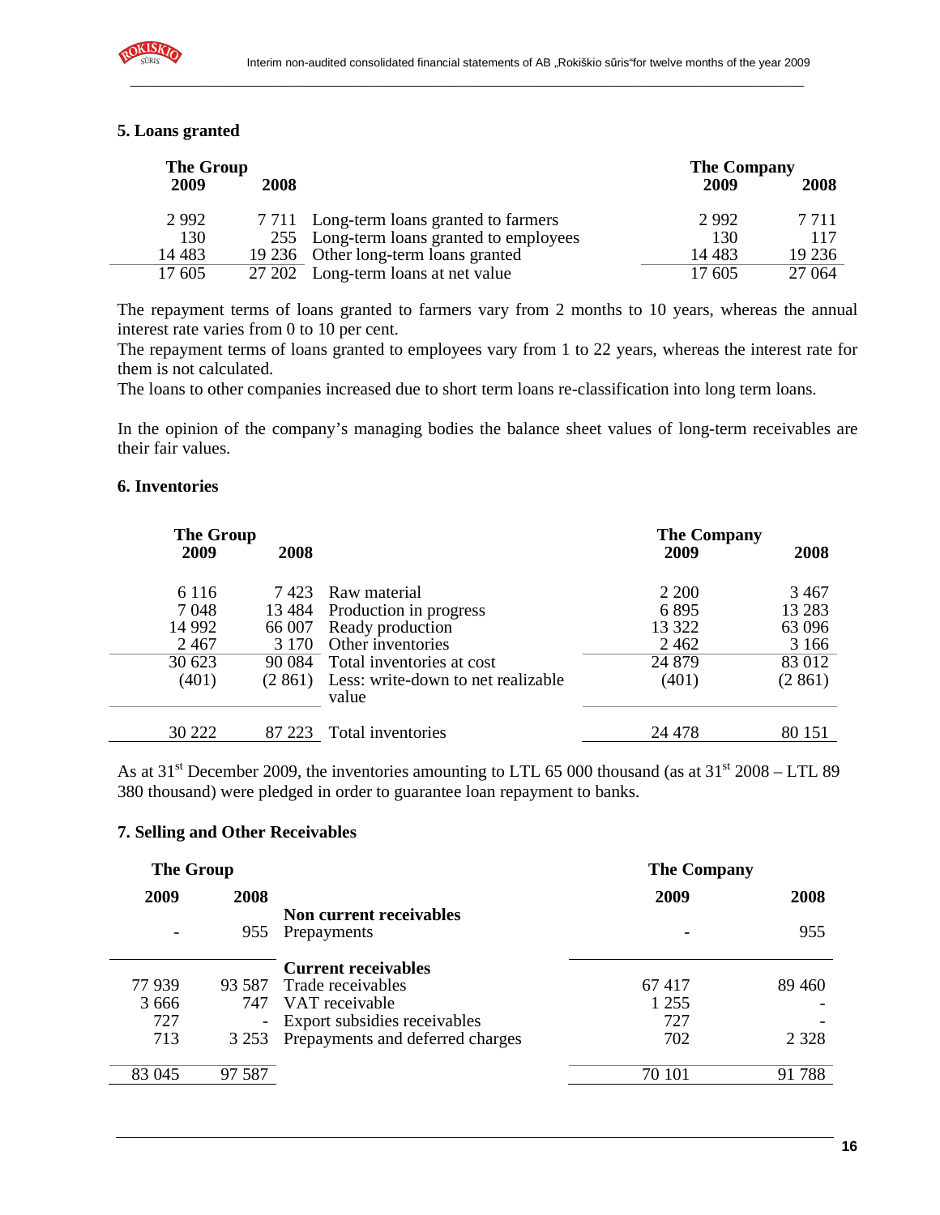## 5. Loans granted

| The Group 2009 | 2008 | | The Company 2009 | 2008 |
|---|---|---|---|---|
| 2 992 | 7 711 | Long-term loans granted to farmers | 2 992 | 7 711 |
| 130 | 255 | Long-term loans granted to employees | 130 | 117 |
| 14 483 | 19 236 | Other long-term loans granted | 14 483 | 19 236 |
| 17 605 | 27 202 | Long-term loans at net value | 17 605 | 27 064 |

The repayment terms of loans granted to farmers vary from 2 months to 10 years, whereas the annual interest rate varies from 0 to 10 per cent.
The repayment terms of loans granted to employees vary from 1 to 22 years, whereas the interest rate for them is not calculated.
The loans to other companies increased due to short term loans re-classification into long term loans.

In the opinion of the company's managing bodies the balance sheet values of long-term receivables are their fair values.

## 6. Inventories

| The Group 2009 | 2008 | | The Company 2009 | 2008 |
|---|---|---|---|---|
| 6 116 | 7 423 | Raw material | 2 200 | 3 467 |
| 7 048 | 13 484 | Production in progress | 6 895 | 13 283 |
| 14 992 | 66 007 | Ready production | 13 322 | 63 096 |
| 2 467 | 3 170 | Other inventories | 2 462 | 3 166 |
| 30 623 | 90 084 | Total inventories at cost | 24 879 | 83 012 |
| (401) | (2 861) | Less: write-down to net realizable value | (401) | (2 861) |
| 30 222 | 87 223 | Total inventories | 24 478 | 80 151 |

As at 31[st] December 2009, the inventories amounting to LTL 65 000 thousand (as at 31[st] 2008 – LTL 89 380 thousand) were pledged in order to guarantee loan repayment to banks.

## 7. Selling and Other Receivables

| The Group 2009 | 2008 | | The Company 2009 | 2008 |
|---|---|---|---|---|
| | | **Non current receivables** | | |
| - | 955 | Prepayments | - | 955 |
| | | **Current receivables** | | |
| 77 939 | 93 587 | Trade receivables | 67 417 | 89 460 |
| 3 666 | 747 | VAT receivable | 1 255 | - |
| 727 | - | Export subsidies receivables | 727 | - |
| 713 | 3 253 | Prepayments and deferred charges | 702 | 2 328 |
| 83 045 | 97 587 | | 70 101 | 91 788 |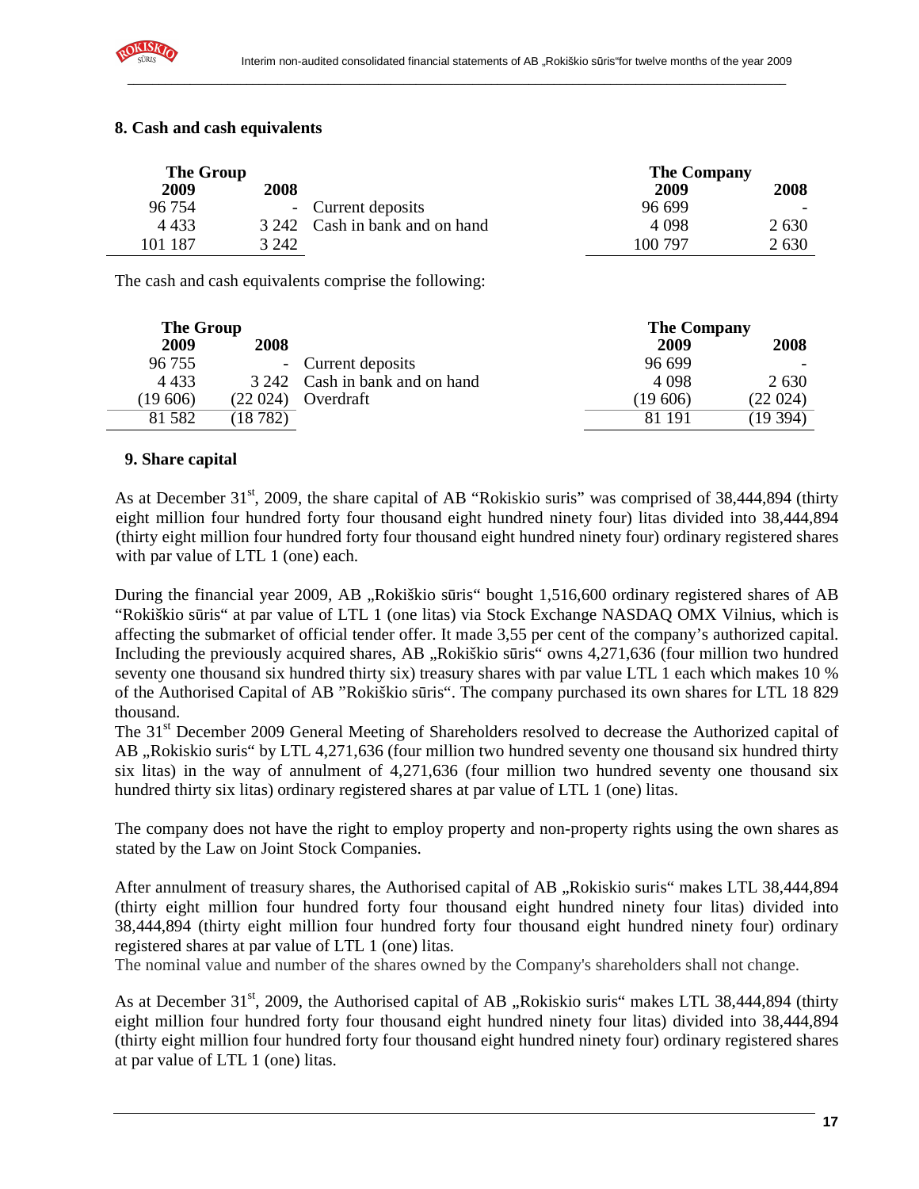## 8. Cash and cash equivalents

| The Group | | | The Company | |
|---|---|---|---|---|
| 2009 | 2008 | | 2009 | 2008 |
| 96 754 | - | Current deposits | 96 699 | - |
| 4 433 | 3 242 | Cash in bank and on hand | 4 098 | 2 630 |
| 101 187 | 3 242 | | 100 797 | 2 630 |

The cash and cash equivalents comprise the following:

| The Group | | | The Company | |
|---|---|---|---|---|
| 2009 | 2008 | | 2009 | 2008 |
| 96 755 | - | Current deposits | 96 699 | - |
| 4 433 | 3 242 | Cash in bank and on hand | 4 098 | 2 630 |
| (19 606) | (22 024) | Overdraft | (19 606) | (22 024) |
| 81 582 | (18 782) | | 81 191 | (19 394) |

## 9. Share capital

As at December 31st, 2009, the share capital of AB "Rokiskio suris" was comprised of 38,444,894 (thirty eight million four hundred forty four thousand eight hundred ninety four) litas divided into 38,444,894 (thirty eight million four hundred forty four thousand eight hundred ninety four) ordinary registered shares with par value of LTL 1 (one) each.

During the financial year 2009, AB „Rokiškio sūris" bought 1,516,600 ordinary registered shares of AB "Rokiškio sūris" at par value of LTL 1 (one litas) via Stock Exchange NASDAQ OMX Vilnius, which is affecting the submarket of official tender offer. It made 3,55 per cent of the company's authorized capital. Including the previously acquired shares, AB „Rokiškio sūris" owns 4,271,636 (four million two hundred seventy one thousand six hundred thirty six) treasury shares with par value LTL 1 each which makes 10 % of the Authorised Capital of AB "Rokiškio sūris". The company purchased its own shares for LTL 18 829 thousand.

The 31st December 2009 General Meeting of Shareholders resolved to decrease the Authorized capital of AB „Rokiskio suris" by LTL 4,271,636 (four million two hundred seventy one thousand six hundred thirty six litas) in the way of annulment of 4,271,636 (four million two hundred seventy one thousand six hundred thirty six litas) ordinary registered shares at par value of LTL 1 (one) litas.

The company does not have the right to employ property and non-property rights using the own shares as stated by the Law on Joint Stock Companies.

After annulment of treasury shares, the Authorised capital of AB „Rokiskio suris" makes LTL 38,444,894 (thirty eight million four hundred forty four thousand eight hundred ninety four litas) divided into 38,444,894 (thirty eight million four hundred forty four thousand eight hundred ninety four) ordinary registered shares at par value of LTL 1 (one) litas.
The nominal value and number of the shares owned by the Company's shareholders shall not change.

As at December 31st, 2009, the Authorised capital of AB „Rokiskio suris" makes LTL 38,444,894 (thirty eight million four hundred forty four thousand eight hundred ninety four litas) divided into 38,444,894 (thirty eight million four hundred forty four thousand eight hundred ninety four) ordinary registered shares at par value of LTL 1 (one) litas.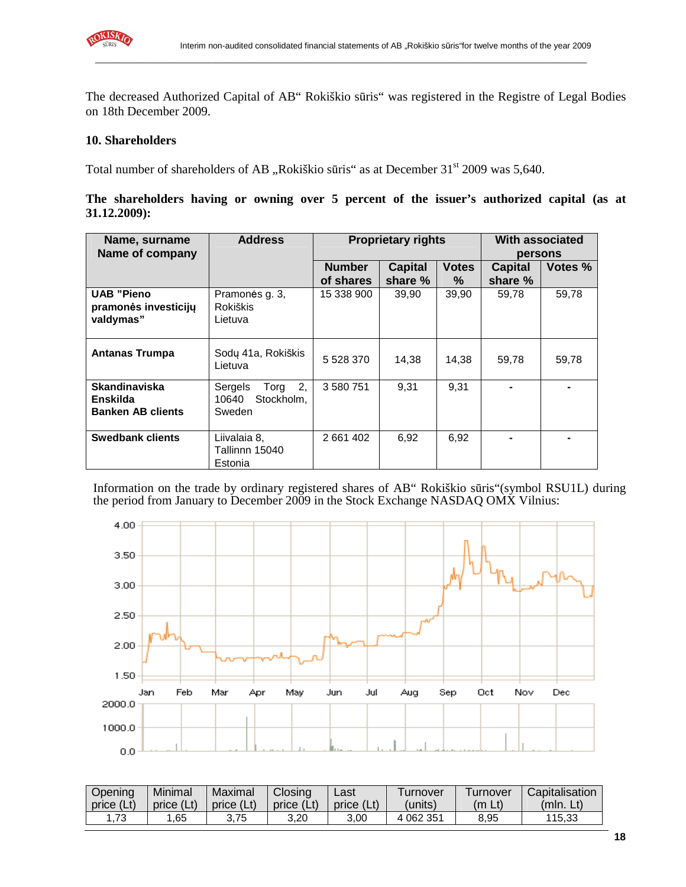The decreased Authorized Capital of AB“ Rokiškio sūris“ was registered in the Registre of Legal Bodies on 18th December 2009.

**10. Shareholders**

Total number of shareholders of AB „Rokiškio sūris“ as at December 31[st] 2009 was 5,640.

**The shareholders having or owning over 5 percent of the issuer's authorized capital (as at 31.12.2009):**

| Name, surname Name of company | Address | Proprietary rights | | | With associated persons | |
|---|---|---|---|---|---|---|
| | | Number of shares | Capital share % | Votes % | Capital share % | Votes % |
| **UAB "Pieno pramonės investicijų valdymas"** | Pramonės g. 3, Rokiškis Lietuva | 15 338 900 | 39,90 | 39,90 | 59,78 | 59,78 |
| **Antanas Trumpa** | Sodų 41a, Rokiškis Lietuva | 5 528 370 | 14,38 | 14,38 | 59,78 | 59,78 |
| **Skandinaviska Enskilda Banken AB clients** | Sergels Torg 2, 10640 Stockholm, Sweden | 3 580 751 | 9,31 | 9,31 | - | - |
| **Swedbank clients** | Liivalaia 8, Tallinnn 15040 Estonia | 2 661 402 | 6,92 | 6,92 | - | - |

Information on the trade by ordinary registered shares of AB“ Rokiškio sūris“(symbol RSU1L) during the period from January to December 2009 in the Stock Exchange NASDAQ OMX Vilnius:

| Opening price (Lt) | Minimal price (Lt) | Maximal price (Lt) | Closing price (Lt) | Last price (Lt) | Turnover (units) | Turnover (m Lt) | Capitalisation (mln. Lt) |
|---|---|---|---|---|---|---|---|
| 1,73 | 1,65 | 3,75 | 3,20 | 3,00 | 4 062 351 | 8,95 | 115,33 |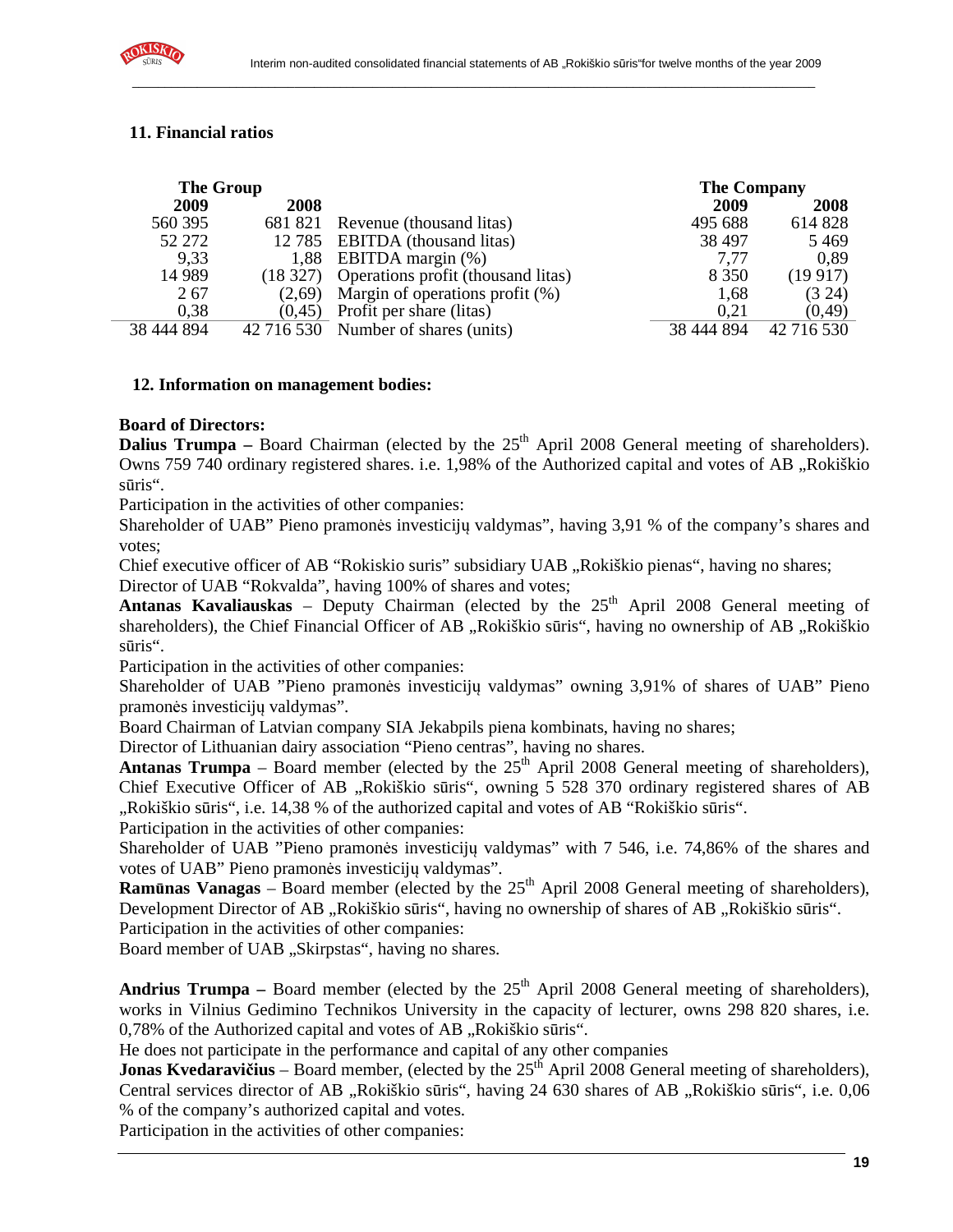## 11. Financial ratios

| The Group | | | The Company | |
|---|---|---|---|---|
| 2009 | 2008 | | 2009 | 2008 |
| 560 395 | 681 821 | Revenue (thousand litas) | 495 688 | 614 828 |
| 52 272 | 12 785 | EBITDA (thousand litas) | 38 497 | 5 469 |
| 9,33 | 1,88 | EBITDA margin (%) | 7,77 | 0,89 |
| 14 989 | (18 327) | Operations profit (thousand litas) | 8 350 | (19 917) |
| 2 67 | (2,69) | Margin of operations profit (%) | 1,68 | (3 24) |
| 0,38 | (0,45) | Profit per share (litas) | 0,21 | (0,49) |
| 38 444 894 | 42 716 530 | Number of shares (units) | 38 444 894 | 42 716 530 |

## 12. Information on management bodies:

**Board of Directors:**

**Dalius Trumpa –** Board Chairman (elected by the 25th April 2008 General meeting of shareholders). Owns 759 740 ordinary registered shares. i.e. 1,98% of the Authorized capital and votes of AB „Rokiškio sūris".

Participation in the activities of other companies:

Shareholder of UAB" Pieno pramonės investicijų valdymas", having 3,91 % of the company's shares and votes;

Chief executive officer of AB "Rokiskio suris" subsidiary UAB „Rokiškio pienas", having no shares;

Director of UAB "Rokvalda", having 100% of shares and votes;

**Antanas Kavaliauskas** – Deputy Chairman (elected by the 25th April 2008 General meeting of shareholders), the Chief Financial Officer of AB „Rokiškio sūris", having no ownership of AB „Rokiškio sūris".

Participation in the activities of other companies:

Shareholder of UAB "Pieno pramonės investicijų valdymas" owning 3,91% of shares of UAB" Pieno pramonės investicijų valdymas".

Board Chairman of Latvian company SIA Jekabpils piena kombinats, having no shares;

Director of Lithuanian dairy association "Pieno centras", having no shares.

**Antanas Trumpa** – Board member (elected by the 25th April 2008 General meeting of shareholders), Chief Executive Officer of AB „Rokiškio sūris", owning 5 528 370 ordinary registered shares of AB „Rokiškio sūris", i.e. 14,38 % of the authorized capital and votes of AB "Rokiškio sūris".

Participation in the activities of other companies:

Shareholder of UAB "Pieno pramonės investicijų valdymas" with 7 546, i.e. 74,86% of the shares and votes of UAB" Pieno pramonės investicijų valdymas".

**Ramūnas Vanagas** – Board member (elected by the 25th April 2008 General meeting of shareholders), Development Director of AB „Rokiškio sūris", having no ownership of shares of AB „Rokiškio sūris".

Participation in the activities of other companies:

Board member of UAB „Skirpstas", having no shares.

**Andrius Trumpa –** Board member (elected by the 25th April 2008 General meeting of shareholders), works in Vilnius Gedimino Technikos University in the capacity of lecturer, owns 298 820 shares, i.e. 0,78% of the Authorized capital and votes of AB „Rokiškio sūris".

He does not participate in the performance and capital of any other companies

**Jonas Kvedaravičius** – Board member, (elected by the 25th April 2008 General meeting of shareholders), Central services director of AB „Rokiškio sūris", having 24 630 shares of AB „Rokiškio sūris", i.e. 0,06 % of the company's authorized capital and votes.

Participation in the activities of other companies: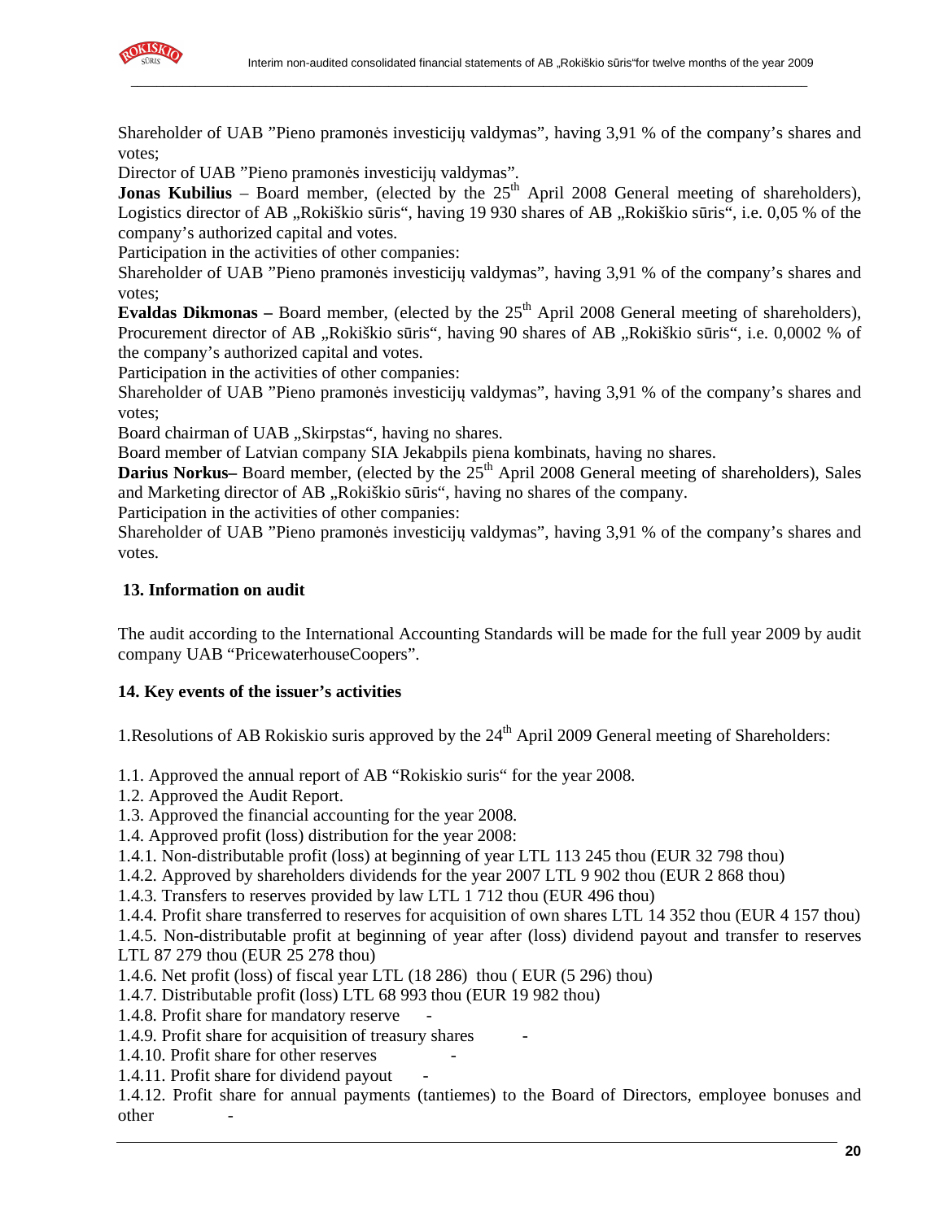Shareholder of UAB "Pieno pramonės investicijų valdymas", having 3,91 % of the company's shares and votes;

Director of UAB "Pieno pramonės investicijų valdymas".

**Jonas Kubilius** – Board member, (elected by the 25th April 2008 General meeting of shareholders), Logistics director of AB „Rokiškio sūris", having 19 930 shares of AB „Rokiškio sūris", i.e. 0,05 % of the company's authorized capital and votes.

Participation in the activities of other companies:

Shareholder of UAB "Pieno pramonės investicijų valdymas", having 3,91 % of the company's shares and votes;

**Evaldas Dikmonas –** Board member, (elected by the 25th April 2008 General meeting of shareholders), Procurement director of AB „Rokiškio sūris", having 90 shares of AB „Rokiškio sūris", i.e. 0,0002 % of the company's authorized capital and votes.

Participation in the activities of other companies:

Shareholder of UAB "Pieno pramonės investicijų valdymas", having 3,91 % of the company's shares and votes;

Board chairman of UAB „Skirpstas", having no shares.

Board member of Latvian company SIA Jekabpils piena kombinats, having no shares.

**Darius Norkus–** Board member, (elected by the 25th April 2008 General meeting of shareholders), Sales and Marketing director of AB „Rokiškio sūris", having no shares of the company.

Participation in the activities of other companies:

Shareholder of UAB "Pieno pramonės investicijų valdymas", having 3,91 % of the company's shares and votes.

## 13. Information on audit

The audit according to the International Accounting Standards will be made for the full year 2009 by audit company UAB "PricewaterhouseCoopers".

## 14. Key events of the issuer's activities

1.Resolutions of AB Rokiskio suris approved by the 24th April 2009 General meeting of Shareholders:

1.1. Approved the annual report of AB "Rokiskio suris" for the year 2008.
1.2. Approved the Audit Report.
1.3. Approved the financial accounting for the year 2008.
1.4. Approved profit (loss) distribution for the year 2008:
1.4.1. Non-distributable profit (loss) at beginning of year LTL 113 245 thou (EUR 32 798 thou)
1.4.2. Approved by shareholders dividends for the year 2007 LTL 9 902 thou (EUR 2 868 thou)
1.4.3. Transfers to reserves provided by law LTL 1 712 thou (EUR 496 thou)
1.4.4. Profit share transferred to reserves for acquisition of own shares LTL 14 352 thou (EUR 4 157 thou)
1.4.5. Non-distributable profit at beginning of year after (loss) dividend payout and transfer to reserves LTL 87 279 thou (EUR 25 278 thou)
1.4.6. Net profit (loss) of fiscal year LTL (18 286) thou ( EUR (5 296) thou)
1.4.7. Distributable profit (loss) LTL 68 993 thou (EUR 19 982 thou)
1.4.8. Profit share for mandatory reserve -
1.4.9. Profit share for acquisition of treasury shares -
1.4.10. Profit share for other reserves -
1.4.11. Profit share for dividend payout -
1.4.12. Profit share for annual payments (tantiemes) to the Board of Directors, employee bonuses and other -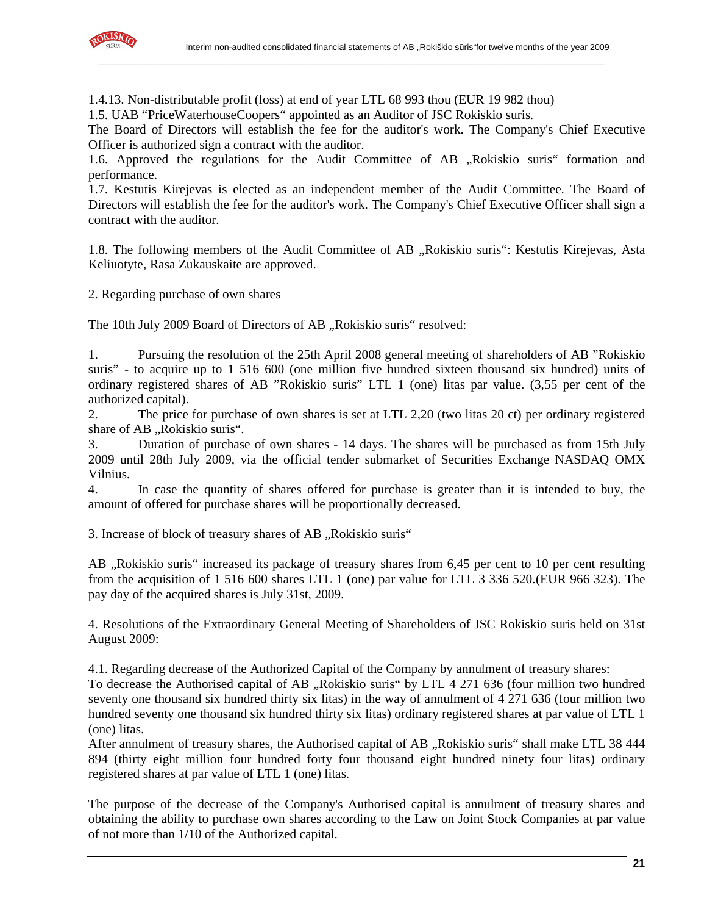1.4.13. Non-distributable profit (loss) at end of year LTL 68 993 thou (EUR 19 982 thou)

1.5. UAB "PriceWaterhouseCoopers" appointed as an Auditor of JSC Rokiskio suris.

The Board of Directors will establish the fee for the auditor's work. The Company's Chief Executive Officer is authorized sign a contract with the auditor.

1.6. Approved the regulations for the Audit Committee of AB „Rokiskio suris" formation and performance.

1.7. Kestutis Kirejevas is elected as an independent member of the Audit Committee. The Board of Directors will establish the fee for the auditor's work. The Company's Chief Executive Officer shall sign a contract with the auditor.

1.8. The following members of the Audit Committee of AB „Rokiskio suris": Kestutis Kirejevas, Asta Keliuotyte, Rasa Zukauskaite are approved.

2. Regarding purchase of own shares

The 10th July 2009 Board of Directors of AB „Rokiskio suris" resolved:

1. Pursuing the resolution of the 25th April 2008 general meeting of shareholders of AB "Rokiskio suris" - to acquire up to 1 516 600 (one million five hundred sixteen thousand six hundred) units of ordinary registered shares of AB "Rokiskio suris" LTL 1 (one) litas par value. (3,55 per cent of the authorized capital).
2. The price for purchase of own shares is set at LTL 2,20 (two litas 20 ct) per ordinary registered share of AB „Rokiskio suris".
3. Duration of purchase of own shares - 14 days. The shares will be purchased as from 15th July 2009 until 28th July 2009, via the official tender submarket of Securities Exchange NASDAQ OMX Vilnius.
4. In case the quantity of shares offered for purchase is greater than it is intended to buy, the amount of offered for purchase shares will be proportionally decreased.

3. Increase of block of treasury shares of AB „Rokiskio suris"

AB „Rokiskio suris" increased its package of treasury shares from 6,45 per cent to 10 per cent resulting from the acquisition of 1 516 600 shares LTL 1 (one) par value for LTL 3 336 520.(EUR 966 323). The pay day of the acquired shares is July 31st, 2009.

4. Resolutions of the Extraordinary General Meeting of Shareholders of JSC Rokiskio suris held on 31st August 2009:

4.1. Regarding decrease of the Authorized Capital of the Company by annulment of treasury shares:

To decrease the Authorised capital of AB „Rokiskio suris" by LTL 4 271 636 (four million two hundred seventy one thousand six hundred thirty six litas) in the way of annulment of 4 271 636 (four million two hundred seventy one thousand six hundred thirty six litas) ordinary registered shares at par value of LTL 1 (one) litas.

After annulment of treasury shares, the Authorised capital of AB „Rokiskio suris" shall make LTL 38 444 894 (thirty eight million four hundred forty four thousand eight hundred ninety four litas) ordinary registered shares at par value of LTL 1 (one) litas.

The purpose of the decrease of the Company's Authorised capital is annulment of treasury shares and obtaining the ability to purchase own shares according to the Law on Joint Stock Companies at par value of not more than 1/10 of the Authorized capital.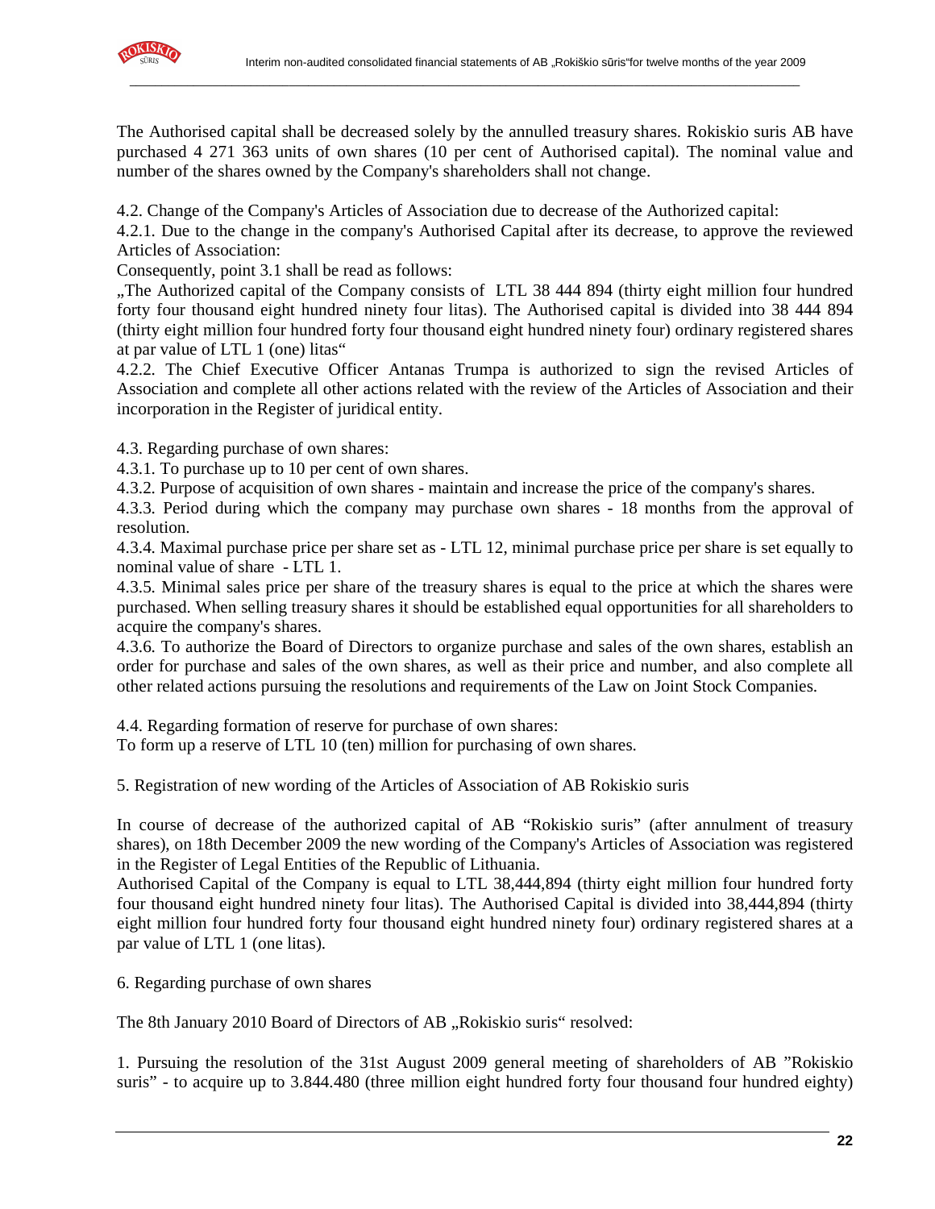The Authorised capital shall be decreased solely by the annulled treasury shares. Rokiskio suris AB have purchased 4 271 363 units of own shares (10 per cent of Authorised capital). The nominal value and number of the shares owned by the Company's shareholders shall not change.

4.2. Change of the Company's Articles of Association due to decrease of the Authorized capital:

4.2.1. Due to the change in the company's Authorised Capital after its decrease, to approve the reviewed Articles of Association:

Consequently, point 3.1 shall be read as follows:

„The Authorized capital of the Company consists of LTL 38 444 894 (thirty eight million four hundred forty four thousand eight hundred ninety four litas). The Authorised capital is divided into 38 444 894 (thirty eight million four hundred forty four thousand eight hundred ninety four) ordinary registered shares at par value of LTL 1 (one) litas"

4.2.2. The Chief Executive Officer Antanas Trumpa is authorized to sign the revised Articles of Association and complete all other actions related with the review of the Articles of Association and their incorporation in the Register of juridical entity.

4.3. Regarding purchase of own shares:

4.3.1. To purchase up to 10 per cent of own shares.

4.3.2. Purpose of acquisition of own shares - maintain and increase the price of the company's shares.

4.3.3. Period during which the company may purchase own shares - 18 months from the approval of resolution.

4.3.4. Maximal purchase price per share set as - LTL 12, minimal purchase price per share is set equally to nominal value of share - LTL 1.

4.3.5. Minimal sales price per share of the treasury shares is equal to the price at which the shares were purchased. When selling treasury shares it should be established equal opportunities for all shareholders to acquire the company's shares.

4.3.6. To authorize the Board of Directors to organize purchase and sales of the own shares, establish an order for purchase and sales of the own shares, as well as their price and number, and also complete all other related actions pursuing the resolutions and requirements of the Law on Joint Stock Companies.

4.4. Regarding formation of reserve for purchase of own shares:

To form up a reserve of LTL 10 (ten) million for purchasing of own shares.

5. Registration of new wording of the Articles of Association of AB Rokiskio suris

In course of decrease of the authorized capital of AB "Rokiskio suris" (after annulment of treasury shares), on 18th December 2009 the new wording of the Company's Articles of Association was registered in the Register of Legal Entities of the Republic of Lithuania.

Authorised Capital of the Company is equal to LTL 38,444,894 (thirty eight million four hundred forty four thousand eight hundred ninety four litas). The Authorised Capital is divided into 38,444,894 (thirty eight million four hundred forty four thousand eight hundred ninety four) ordinary registered shares at a par value of LTL 1 (one litas).

6. Regarding purchase of own shares

The 8th January 2010 Board of Directors of AB „Rokiskio suris" resolved:

1. Pursuing the resolution of the 31st August 2009 general meeting of shareholders of AB "Rokiskio suris" - to acquire up to 3.844.480 (three million eight hundred forty four thousand four hundred eighty)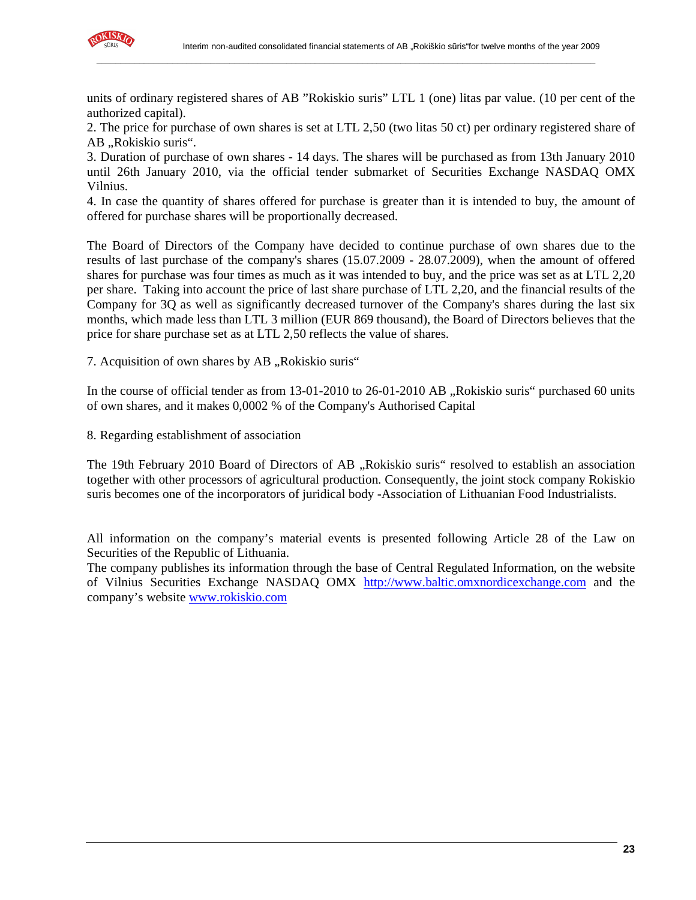units of ordinary registered shares of AB "Rokiskio suris" LTL 1 (one) litas par value. (10 per cent of the authorized capital).

2. The price for purchase of own shares is set at LTL 2,50 (two litas 50 ct) per ordinary registered share of AB „Rokiskio suris".

3. Duration of purchase of own shares - 14 days. The shares will be purchased as from 13th January 2010 until 26th January 2010, via the official tender submarket of Securities Exchange NASDAQ OMX Vilnius.

4. In case the quantity of shares offered for purchase is greater than it is intended to buy, the amount of offered for purchase shares will be proportionally decreased.

The Board of Directors of the Company have decided to continue purchase of own shares due to the results of last purchase of the company's shares (15.07.2009 - 28.07.2009), when the amount of offered shares for purchase was four times as much as it was intended to buy, and the price was set as at LTL 2,20 per share. Taking into account the price of last share purchase of LTL 2,20, and the financial results of the Company for 3Q as well as significantly decreased turnover of the Company's shares during the last six months, which made less than LTL 3 million (EUR 869 thousand), the Board of Directors believes that the price for share purchase set as at LTL 2,50 reflects the value of shares.

7. Acquisition of own shares by AB „Rokiskio suris"

In the course of official tender as from 13-01-2010 to 26-01-2010 AB „Rokiskio suris" purchased 60 units of own shares, and it makes 0,0002 % of the Company's Authorised Capital

8. Regarding establishment of association

The 19th February 2010 Board of Directors of AB „Rokiskio suris" resolved to establish an association together with other processors of agricultural production. Consequently, the joint stock company Rokiskio suris becomes one of the incorporators of juridical body -Association of Lithuanian Food Industrialists.

All information on the company's material events is presented following Article 28 of the Law on Securities of the Republic of Lithuania.

The company publishes its information through the base of Central Regulated Information, on the website of Vilnius Securities Exchange NASDAQ OMX http://www.baltic.omxnordicexchange.com and the company's website www.rokiskio.com